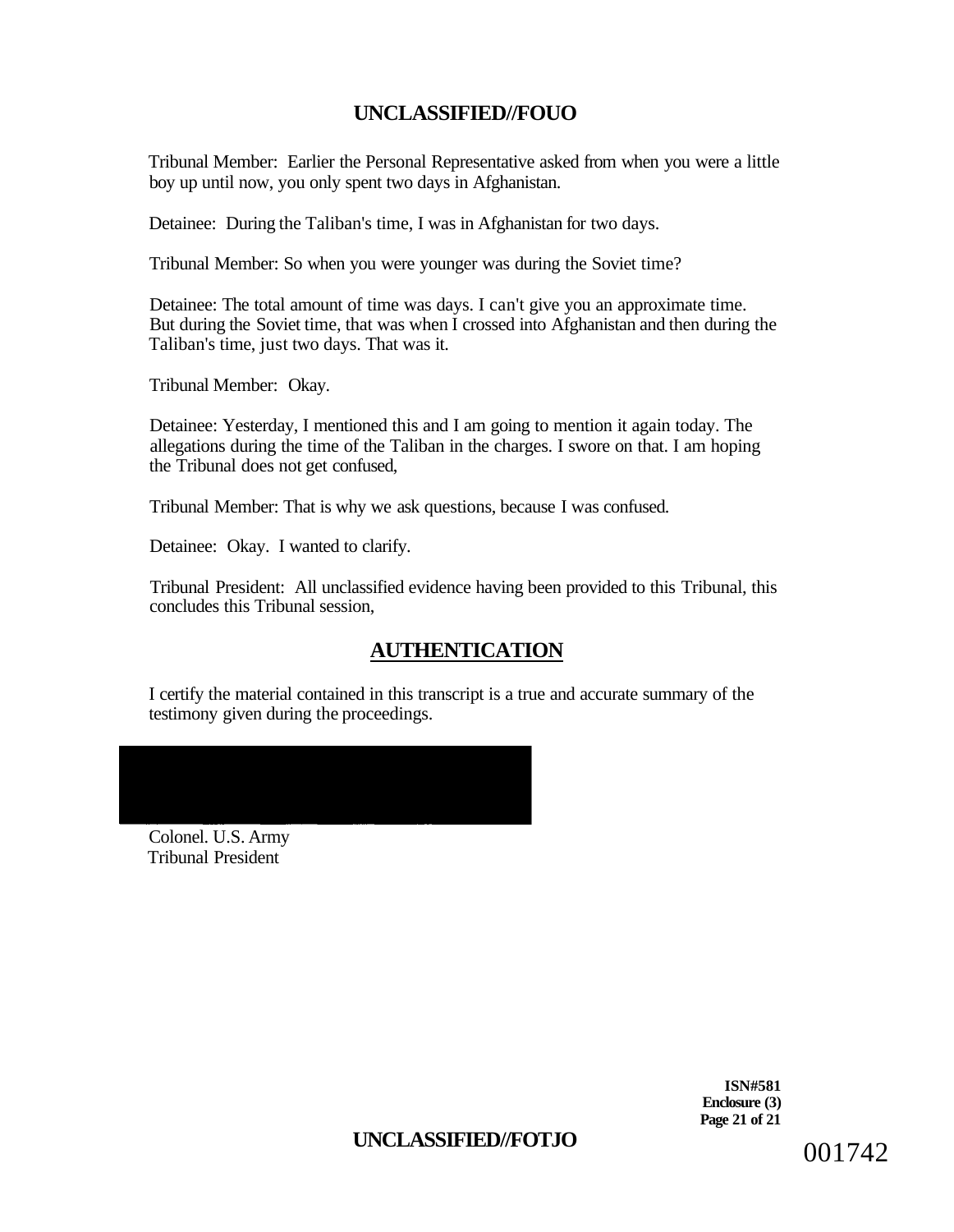Tribunal Member: Earlier the Personal Representative asked from when you were a little boy up until now, you only spent two days in Afghanistan.

Detainee: During the Taliban's time, I was in Afghanistan for two days.

Tribunal Member: So when you were younger was during the Soviet time?

Detainee: The total amount of time was days. I can't give you an approximate time. But during the Soviet time, that was when I crossed into Afghanistan and then during the Taliban's time, just two days. That was it.

Tribunal Member: Okay.

Detainee: Yesterday, I mentioned this and I am going to mention it again today. The allegations during the time of the Taliban in the charges. I swore on that. I am hoping the Tribunal does not get confused,

Tribunal Member: That is why we ask questions, because I was confused.

Detainee: Okay. I wanted to clarify.

Tribunal President: All unclassified evidence having been provided to this Tribunal, this concludes this Tribunal session,

## AUTHENTICATION

I certify the material contained in this transcript is a true and accurate summary of the testimony given during the proceedings.

Colonel. U.S. Army
Tribunal President

**ISN#581**
**Enclosure (3)**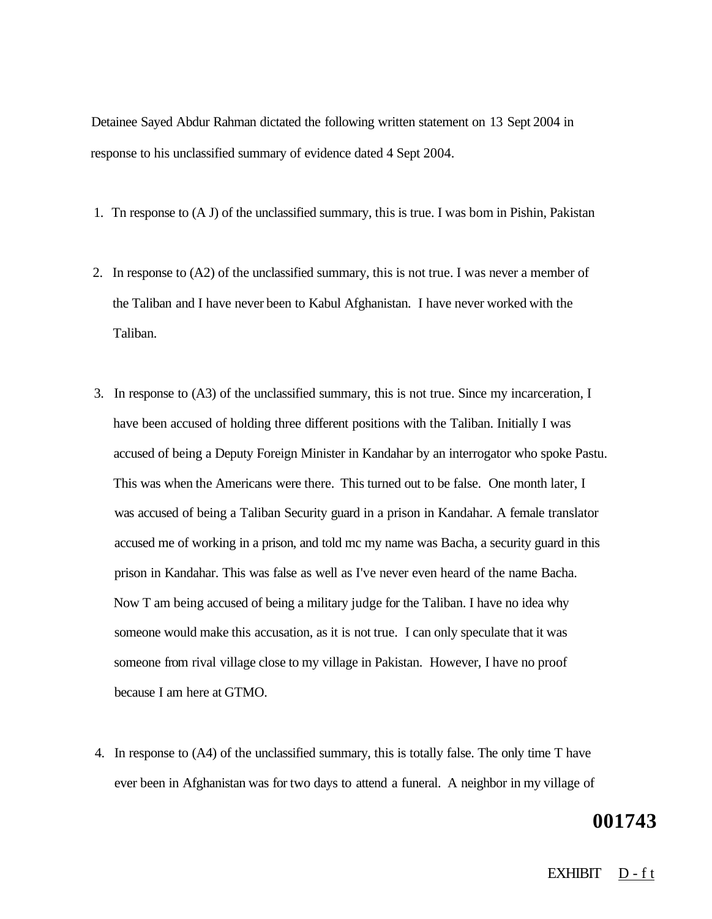Detainee Sayed Abdur Rahman dictated the following written statement on 13 Sept 2004 in response to his unclassified summary of evidence dated 4 Sept 2004.

1. Tn response to (A J) of the unclassified summary, this is true. I was bom in Pishin, Pakistan

2. In response to (A2) of the unclassified summary, this is not true. I was never a member of the Taliban and I have never been to Kabul Afghanistan. I have never worked with the Taliban.

3. In response to (A3) of the unclassified summary, this is not true. Since my incarceration, I have been accused of holding three different positions with the Taliban. Initially I was accused of being a Deputy Foreign Minister in Kandahar by an interrogator who spoke Pastu. This was when the Americans were there. This turned out to be false. One month later, I was accused of being a Taliban Security guard in a prison in Kandahar. A female translator accused me of working in a prison, and told mc my name was Bacha, a security guard in this prison in Kandahar. This was false as well as I've never even heard of the name Bacha. Now T am being accused of being a military judge for the Taliban. I have no idea why someone would make this accusation, as it is not true. I can only speculate that it was someone from rival village close to my village in Pakistan. However, I have no proof because I am here at GTMO.

4. In response to (A4) of the unclassified summary, this is totally false. The only time T have ever been in Afghanistan was for two days to attend a funeral. A neighbor in my village of

001743

EXHIBIT D - f t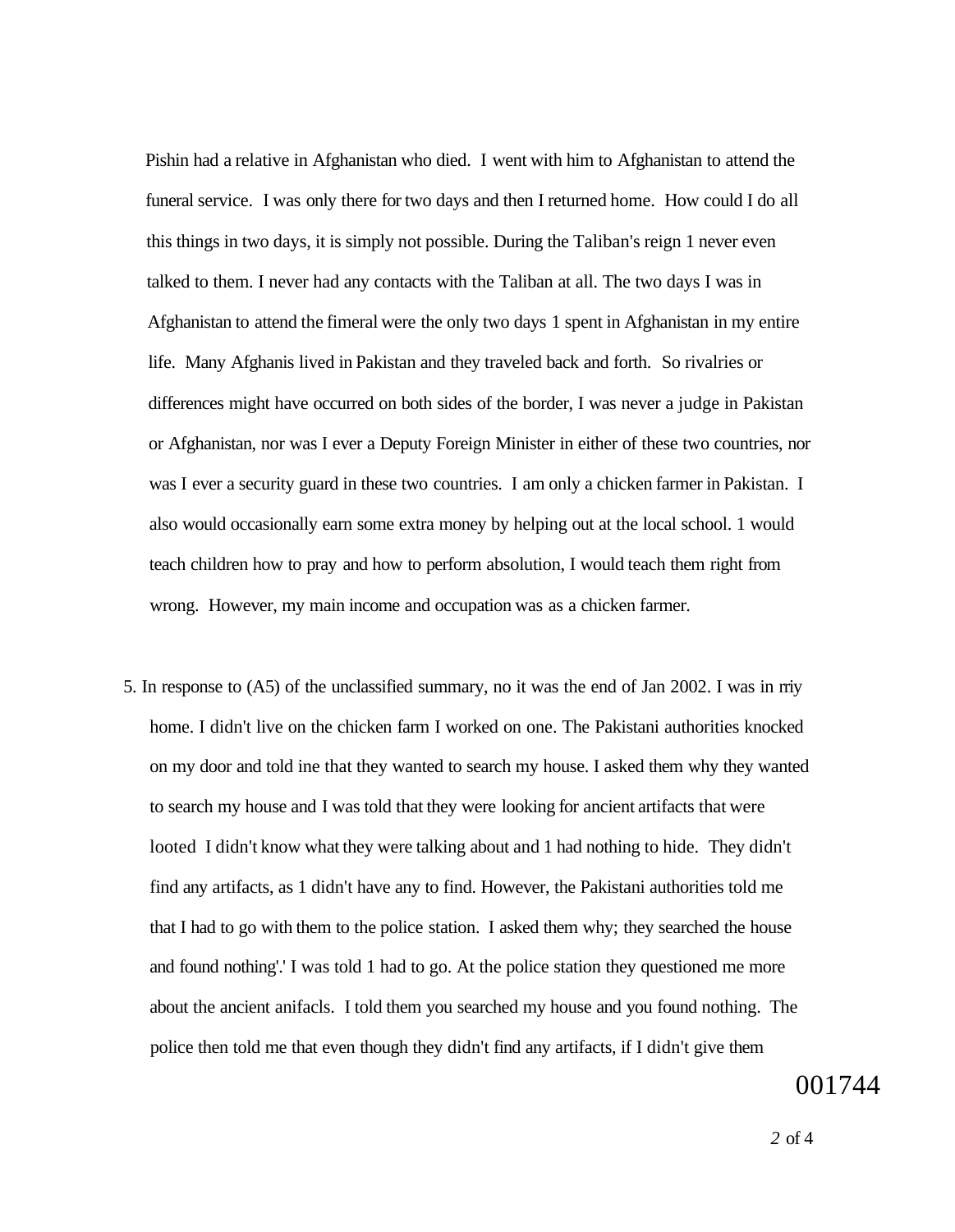Pishin had a relative in Afghanistan who died. I went with him to Afghanistan to attend the funeral service. I was only there for two days and then I returned home. How could I do all this things in two days, it is simply not possible. During the Taliban's reign 1 never even talked to them. I never had any contacts with the Taliban at all. The two days I was in Afghanistan to attend the fimeral were the only two days 1 spent in Afghanistan in my entire life. Many Afghanis lived in Pakistan and they traveled back and forth. So rivalries or differences might have occurred on both sides of the border, I was never a judge in Pakistan or Afghanistan, nor was I ever a Deputy Foreign Minister in either of these two countries, nor was I ever a security guard in these two countries. I am only a chicken farmer in Pakistan. I also would occasionally earn some extra money by helping out at the local school. 1 would teach children how to pray and how to perform absolution, I would teach them right from wrong. However, my main income and occupation was as a chicken farmer.

5. In response to (A5) of the unclassified summary, no it was the end of Jan 2002. I was in rriy home. I didn't live on the chicken farm I worked on one. The Pakistani authorities knocked on my door and told ine that they wanted to search my house. I asked them why they wanted to search my house and I was told that they were looking for ancient artifacts that were looted I didn't know what they were talking about and 1 had nothing to hide. They didn't find any artifacts, as 1 didn't have any to find. However, the Pakistani authorities told me that I had to go with them to the police station. I asked them why; they searched the house and found nothing'.' I was told 1 had to go. At the police station they questioned me more about the ancient anifacls. I told them you searched my house and you found nothing. The police then told me that even though they didn't find any artifacts, if I didn't give them

001744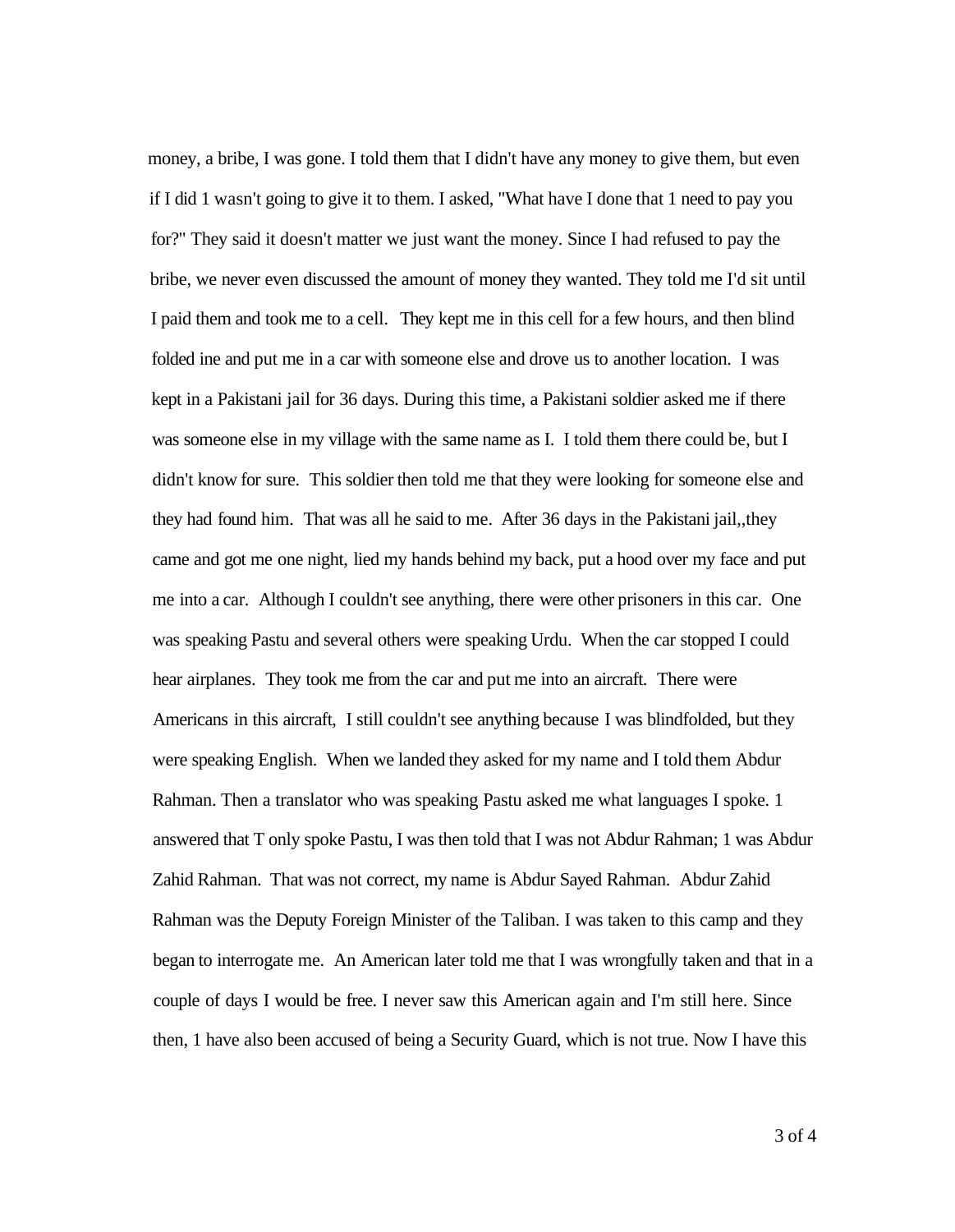money, a bribe, I was gone. I told them that I didn't have any money to give them, but even if I did 1 wasn't going to give it to them. I asked, "What have I done that 1 need to pay you for?" They said it doesn't matter we just want the money. Since I had refused to pay the bribe, we never even discussed the amount of money they wanted. They told me I'd sit until I paid them and took me to a cell. They kept me in this cell for a few hours, and then blind folded ine and put me in a car with someone else and drove us to another location. I was kept in a Pakistani jail for 36 days. During this time, a Pakistani soldier asked me if there was someone else in my village with the same name as I. I told them there could be, but I didn't know for sure. This soldier then told me that they were looking for someone else and they had found him. That was all he said to me. After 36 days in the Pakistani jail,,they came and got me one night, lied my hands behind my back, put a hood over my face and put me into a car. Although I couldn't see anything, there were other prisoners in this car. One was speaking Pastu and several others were speaking Urdu. When the car stopped I could hear airplanes. They took me from the car and put me into an aircraft. There were Americans in this aircraft, I still couldn't see anything because I was blindfolded, but they were speaking English. When we landed they asked for my name and I told them Abdur Rahman. Then a translator who was speaking Pastu asked me what languages I spoke. 1 answered that T only spoke Pastu, I was then told that I was not Abdur Rahman; 1 was Abdur Zahid Rahman. That was not correct, my name is Abdur Sayed Rahman. Abdur Zahid Rahman was the Deputy Foreign Minister of the Taliban. I was taken to this camp and they began to interrogate me. An American later told me that I was wrongfully taken and that in a couple of days I would be free. I never saw this American again and I'm still here. Since then, 1 have also been accused of being a Security Guard, which is not true. Now I have this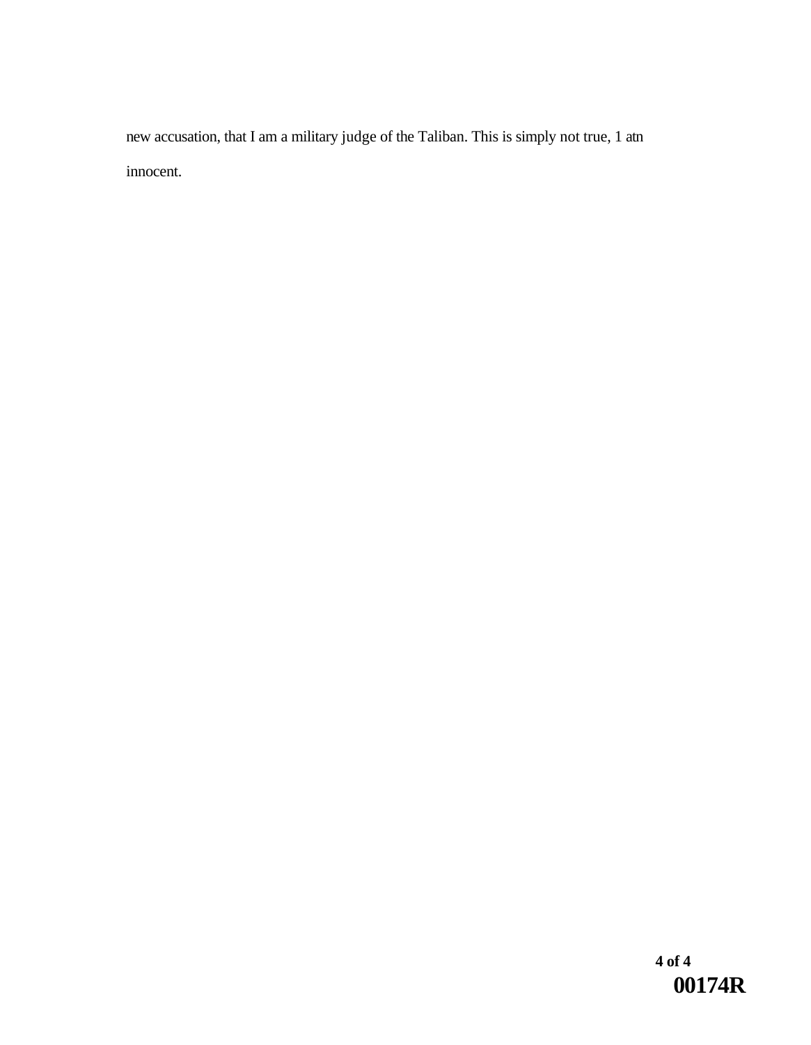new accusation, that I am a military judge of the Taliban. This is simply not true, 1 atn innocent.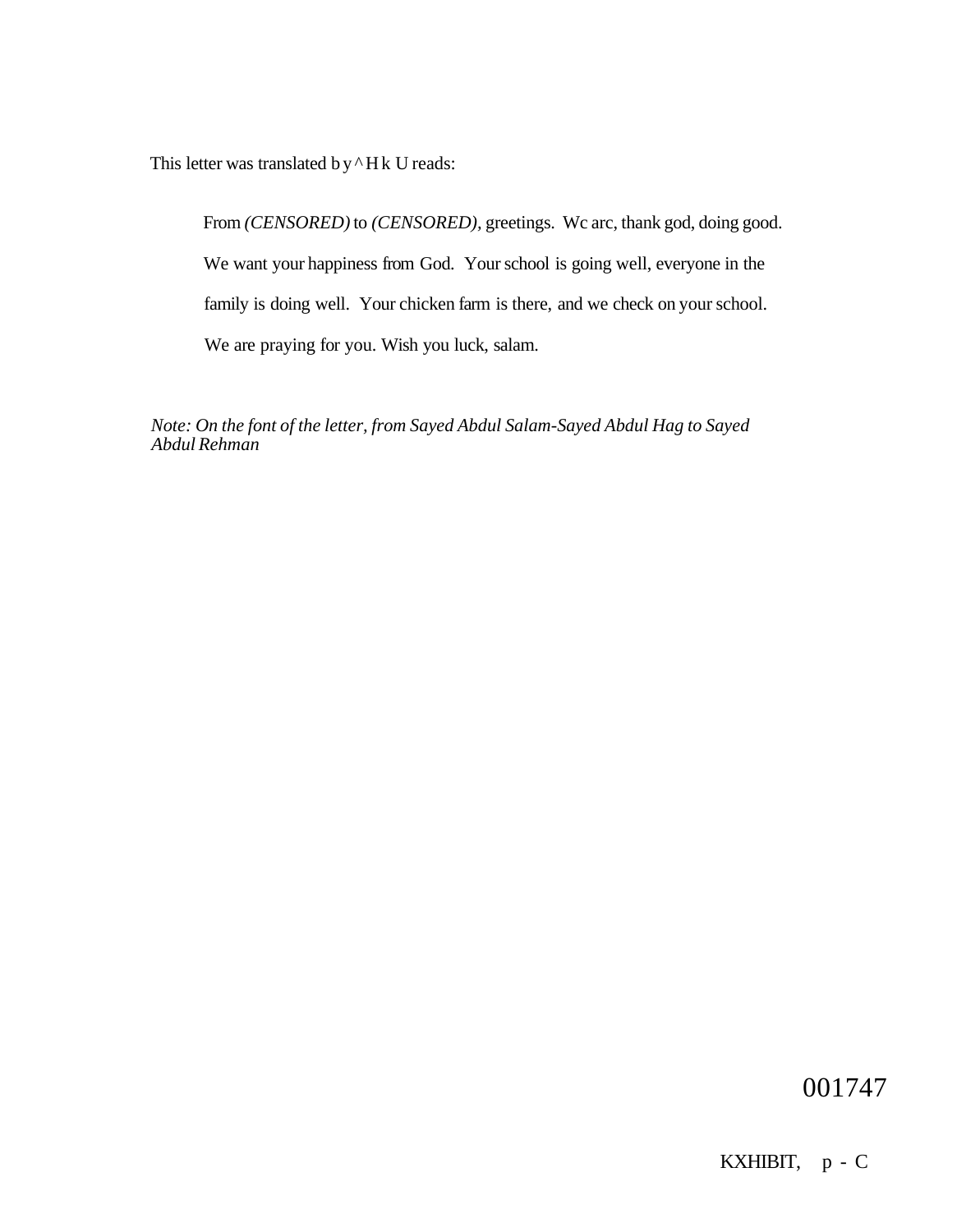This letter was translated b y ^ H k U reads:

> From *(CENSORED)* to *(CENSORED)*, greetings. Wc arc, thank god, doing good. We want your happiness from God. Your school is going well, everyone in the family is doing well. Your chicken farm is there, and we check on your school. We are praying for you. Wish you luck, salam.

*Note: On the font of the letter, from Sayed Abdul Salam-Sayed Abdul Hag to Sayed Abdul Rehman*

001747

KXHIBIT, p - C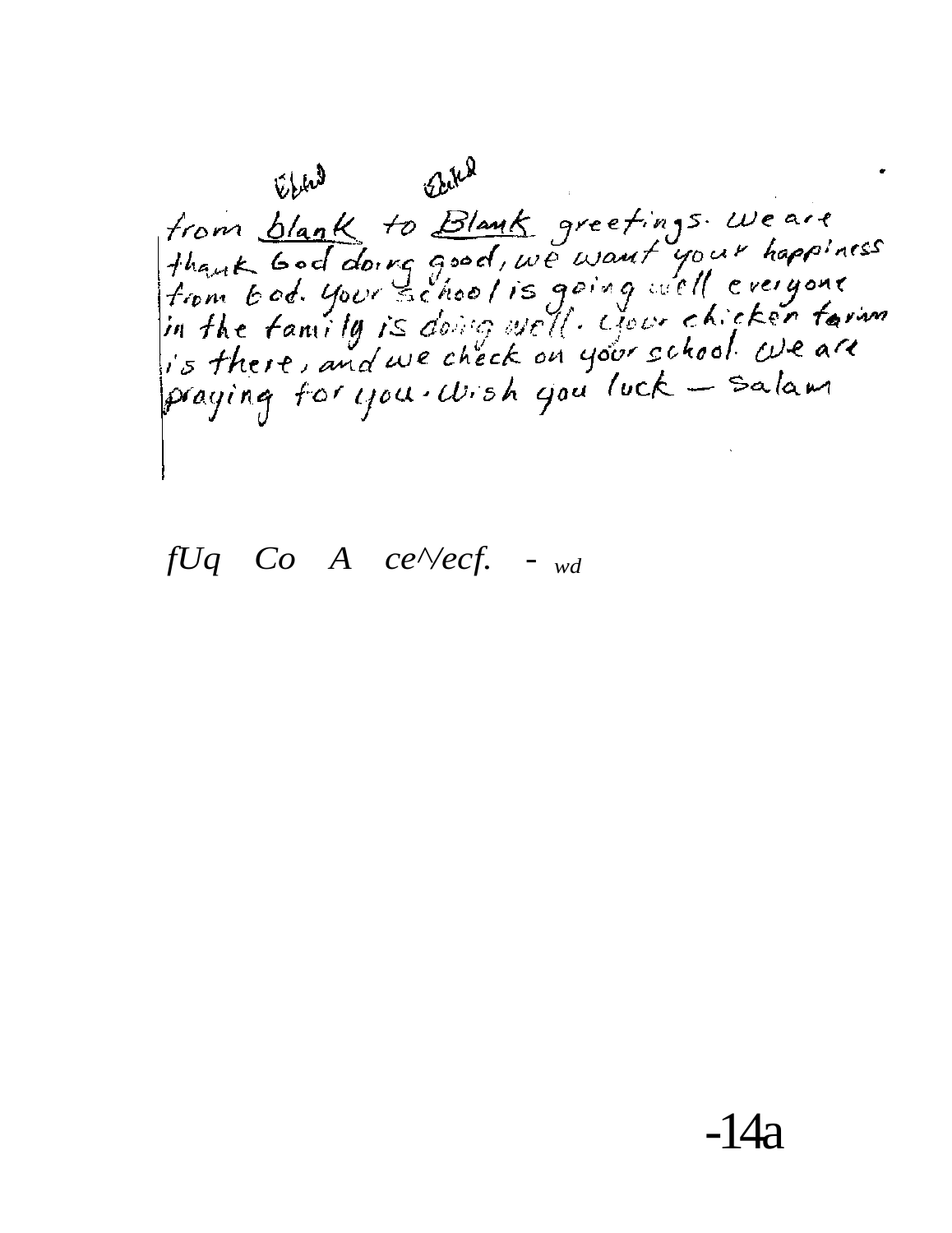from blank to Blank greetings. We are thank God doing good, we want your happiness from God. Your school is going well everyone in the family is doing well. Your chicken farm is there, and we check on your school. We are praying for you. Wish you luck — Salam

*fUq Co A ce^/ecf. - wd*

-14a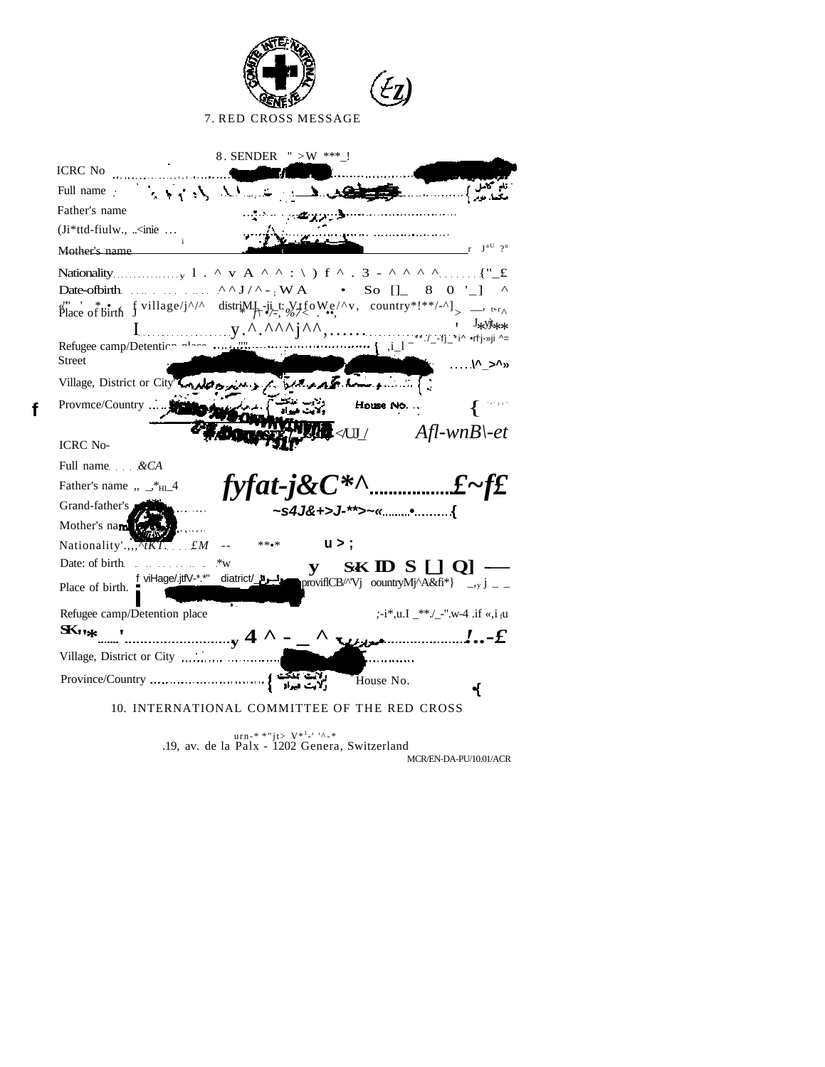7. RED CROSS MESSAGE

8. SENDER

ICRC No

Full name

Father's name

Grand-father's name

Mother's name

Nationality

Date of birth

Place of birth { village district country

Refugee camp/Detention place

Street

Village, District or City

Province/Country House No.

9. ADDRESSEE

ICRC No

Full name

Father's name

Grand-father's name

Mother's name

Nationality

Date of birth

Place of birth { village district province country

Refugee camp/Detention place

Street

Village, District or City

Province/Country House No.

10. INTERNATIONAL COMMITTEE OF THE RED CROSS

19, av. de la Paix - 1202 Geneva, Switzerland

MCR/EN-DA-PU/10.01/ACR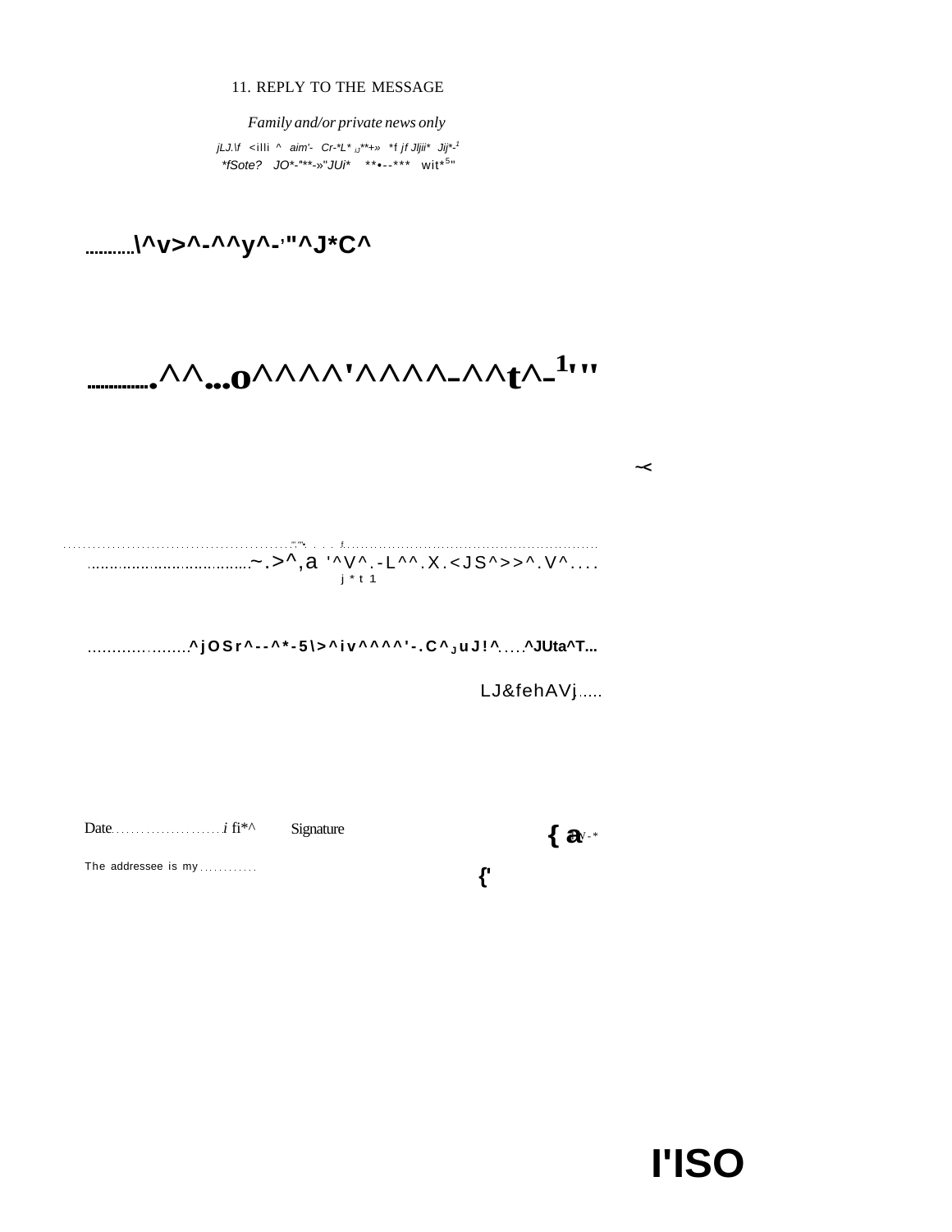11. REPLY TO THE MESSAGE

*Family and/or private news only*

*jLJ.\f <illi ^ aim'- Cr-*L* ,J**+» *f jf Jljii* Jij*-1*
*fSote? JO*-"**-»"JUi* **•--*** wit*5"

...........\^v>^-^^y^-'"^J*C^

................^^...o^^^^'^^^^-^^t^-1'"

~<

..................................................... ~.>^,a '^V^.-L^^.X.<JS^>>^.V^....
j * t 1

...................^jOSr^--^*-5\>^iv^^^^'-.C^ J uJ!^....^JUta^T...

LJ&fehAVj.....

Date....................... i fi*^ Signature { a V-*

The addressee is my ............ {'

I'ISO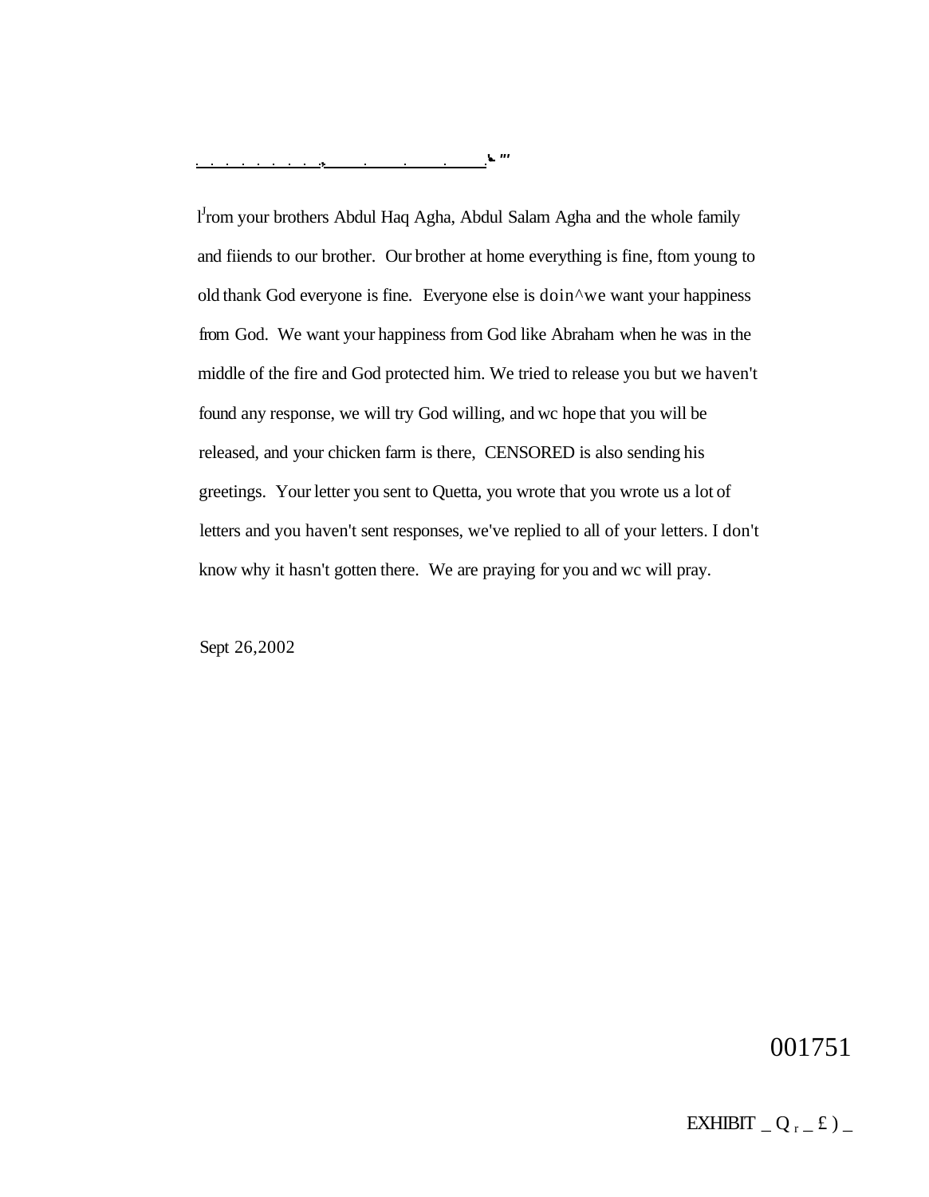From your brothers Abdul Haq Agha, Abdul Salam Agha and the whole family and fiiends to our brother. Our brother at home everything is fine, ftom young to old thank God everyone is fine. Everyone else is doin^we want your happiness from God. We want your happiness from God like Abraham when he was in the middle of the fire and God protected him. We tried to release you but we haven't found any response, we will try God willing, and wc hope that you will be released, and your chicken farm is there, CENSORED is also sending his greetings. Your letter you sent to Quetta, you wrote that you wrote us a lot of letters and you haven't sent responses, we've replied to all of your letters. I don't know why it hasn't gotten there. We are praying for you and wc will pray.

Sept 26,2002

001751

EXHIBIT _ Q r _ £ ) _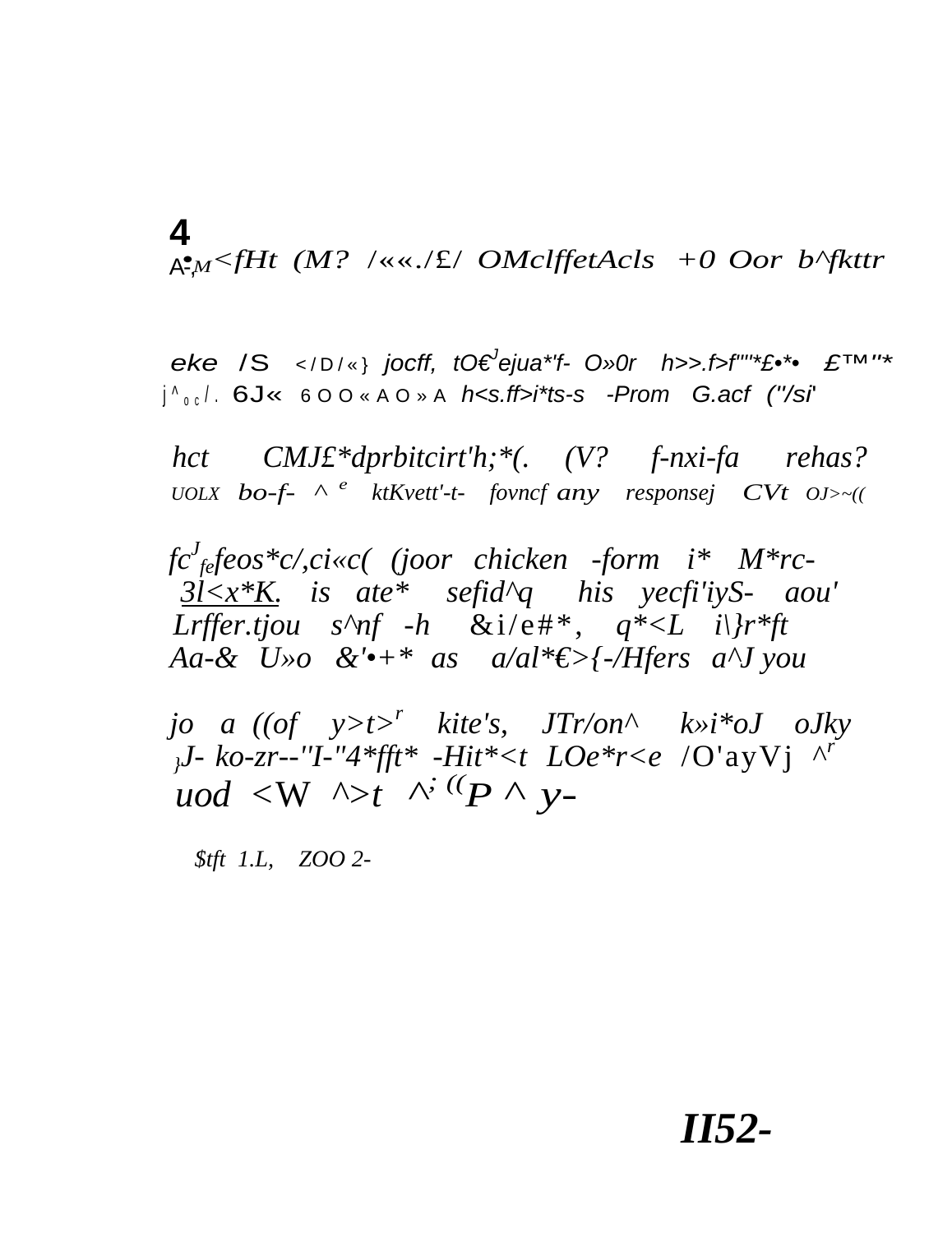4

A-,M<fHt (M? /««./£/ OMclffetAcls +0 Oor b^fkttr

eke /S </D/«} jocff, tO€Jejua*'f- O»0r h>>.f>f""*£•*• £™"*
j^oc/. 6J« 6OO«AO»A h<s.ff>i*ts-s -Prom G.acf ("/si'

hct CMJ£*dprbitcirt'h;*(. (V? f-nxi-fa rehas?
UOLX bo-f- ^ e ktKvett'-t- fovncf any responsej CVt OJ>~((

fcJfefeos*c/,ci«c( (joor chicken -form i* M*rc-
3l<x*K. is ate* sefid^q his yecfi'iyS- aou'
Lrffer.tjou s^nf -h &i/e#*, q*<L i\}r*ft
Aa-& U»o &'•+* as a/al*€>{-/Hfers a^J you

jo a ((of y>t>r kite's, JTr/on^ k»i*oJ oJky
}J- ko-zr--''I-''4*fft* -Hit*<t LOe*r<e /O'ayVj ^r
uod <W ^>t ^; ((P ^ y-

$tft 1.L, ZOO 2-

II52-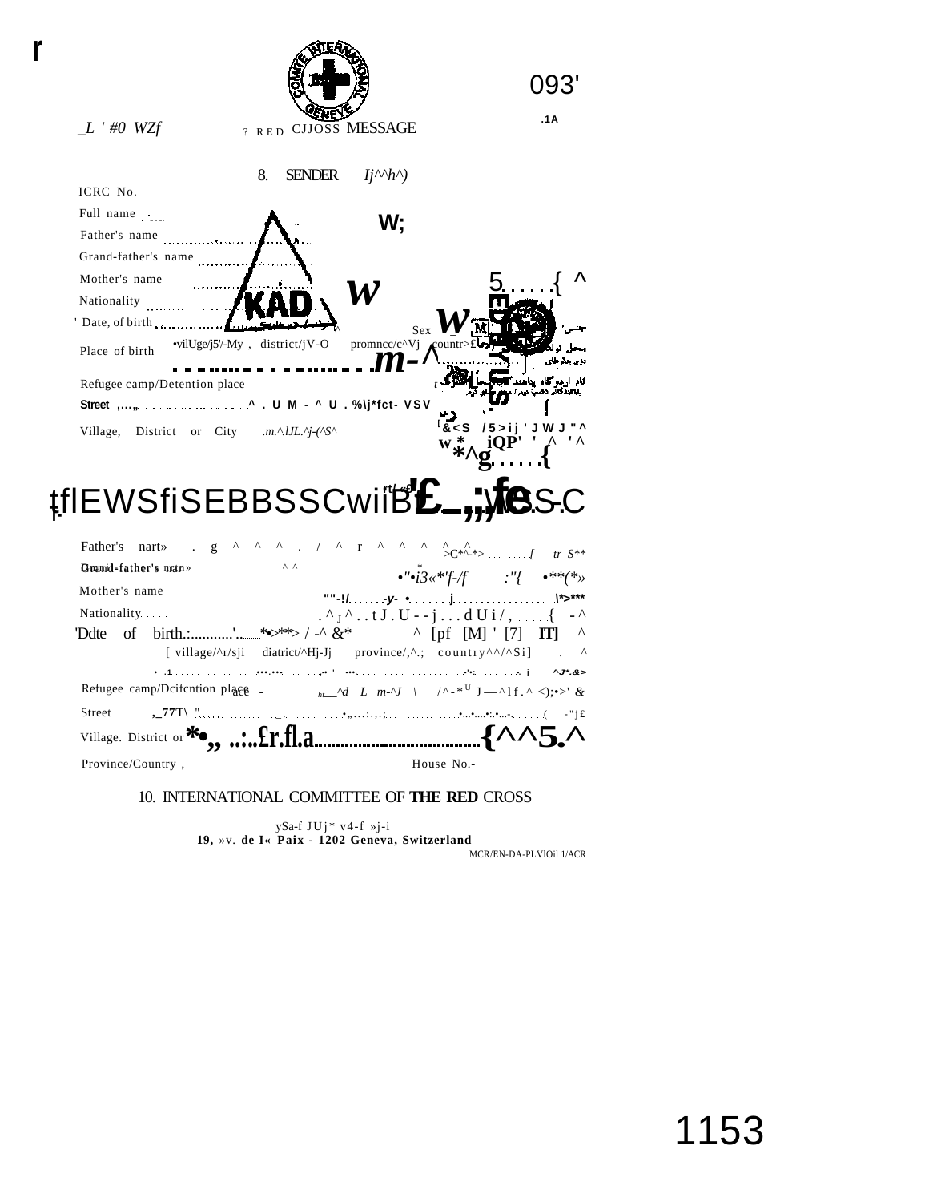COMITE INTERNATIONAL GENEVE

093'

.1A

_L ' #0 WZf

? RED CJJOSS MESSAGE

8. SENDER *Ij^^h^)*

ICRC No.

Full name

Father's name

Grand-father's name

Mother's name

Nationality

' Date, of birth

Sex [M]

Place of birth •vilUge/j5'/-My , district/jV-O promncc/c^Vj countr>£

Refugee camp/Detention place

Street

Village, District or City .m.^.lJL.^j-(^S^

9. ADDRESSEE

Father's name

Grand-father's name

Mother's name

Nationality

Date of birth [M] [F]

[ village/^r/sji district/^Hj-Jj province/,^.; country^^/^Si]

Refugee camp/Detention place

Street

Village. District or City

Province/Country ,

House No.-

10. INTERNATIONAL COMMITTEE OF THE RED CROSS

**19, »v. de la Paix - 1202 Geneva, Switzerland**

MCR/EN-DA-PLVIOil 1/ACR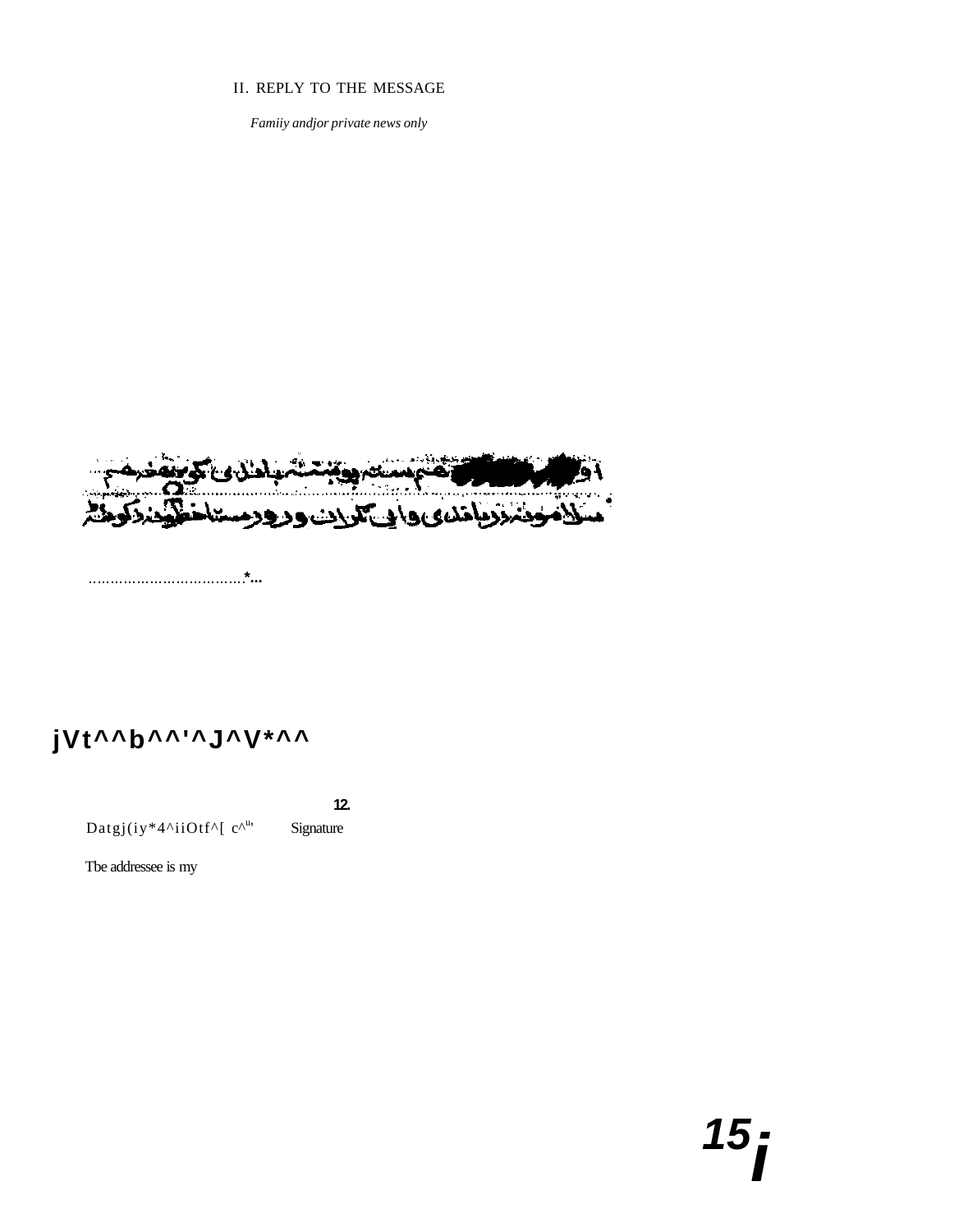II. REPLY TO THE MESSAGE

*Famiiy andjor private news only*

ا و [redacted] هم سسته پوشنته بالدی کو نه خرمم
سلامونه زدیالدی واپی تکران ورور دسته خط ونه دکوبه

....................................*...

**jVt^^b^^'^J^V*^^**

**12.**

Datgj(iy*4^iiOtf^[ c^" Signature

Tbe addressee is my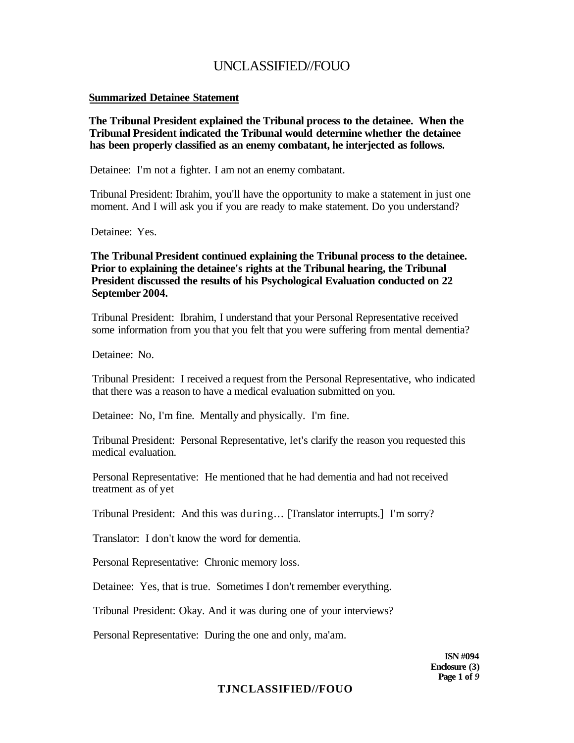**Summarized Detainee Statement**

**The Tribunal President explained the Tribunal process to the detainee. When the Tribunal President indicated the Tribunal would determine whether the detainee has been properly classified as an enemy combatant, he interjected as follows.**

Detainee: I'm not a fighter. I am not an enemy combatant.

Tribunal President: Ibrahim, you'll have the opportunity to make a statement in just one moment. And I will ask you if you are ready to make statement. Do you understand?

Detainee: Yes.

**The Tribunal President continued explaining the Tribunal process to the detainee. Prior to explaining the detainee's rights at the Tribunal hearing, the Tribunal President discussed the results of his Psychological Evaluation conducted on 22 September 2004.**

Tribunal President: Ibrahim, I understand that your Personal Representative received some information from you that you felt that you were suffering from mental dementia?

Detainee: No.

Tribunal President: I received a request from the Personal Representative, who indicated that there was a reason to have a medical evaluation submitted on you.

Detainee: No, I'm fine. Mentally and physically. I'm fine.

Tribunal President: Personal Representative, let's clarify the reason you requested this medical evaluation.

Personal Representative: He mentioned that he had dementia and had not received treatment as of yet

Tribunal President: And this was during… [Translator interrupts.] I'm sorry?

Translator: I don't know the word for dementia.

Personal Representative: Chronic memory loss.

Detainee: Yes, that is true. Sometimes I don't remember everything.

Tribunal President: Okay. And it was during one of your interviews?

Personal Representative: During the one and only, ma'am.

**ISN #094**
**Enclosure (3)**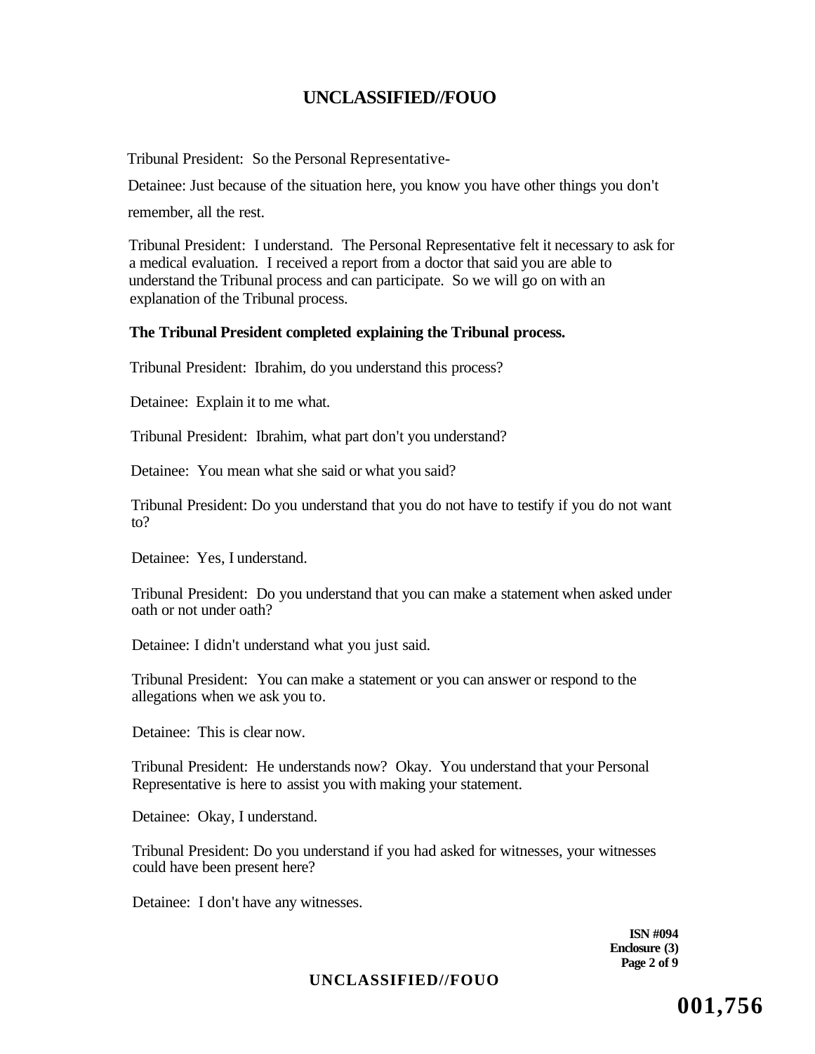Tribunal President: So the Personal Representative-

Detainee: Just because of the situation here, you know you have other things you don't remember, all the rest.

Tribunal President: I understand. The Personal Representative felt it necessary to ask for a medical evaluation. I received a report from a doctor that said you are able to understand the Tribunal process and can participate. So we will go on with an explanation of the Tribunal process.

**The Tribunal President completed explaining the Tribunal process.**

Tribunal President: Ibrahim, do you understand this process?

Detainee: Explain it to me what.

Tribunal President: Ibrahim, what part don't you understand?

Detainee: You mean what she said or what you said?

Tribunal President: Do you understand that you do not have to testify if you do not want to?

Detainee: Yes, I understand.

Tribunal President: Do you understand that you can make a statement when asked under oath or not under oath?

Detainee: I didn't understand what you just said.

Tribunal President: You can make a statement or you can answer or respond to the allegations when we ask you to.

Detainee: This is clear now.

Tribunal President: He understands now? Okay. You understand that your Personal Representative is here to assist you with making your statement.

Detainee: Okay, I understand.

Tribunal President: Do you understand if you had asked for witnesses, your witnesses could have been present here?

Detainee: I don't have any witnesses.

**ISN #094**
**Enclosure (3)**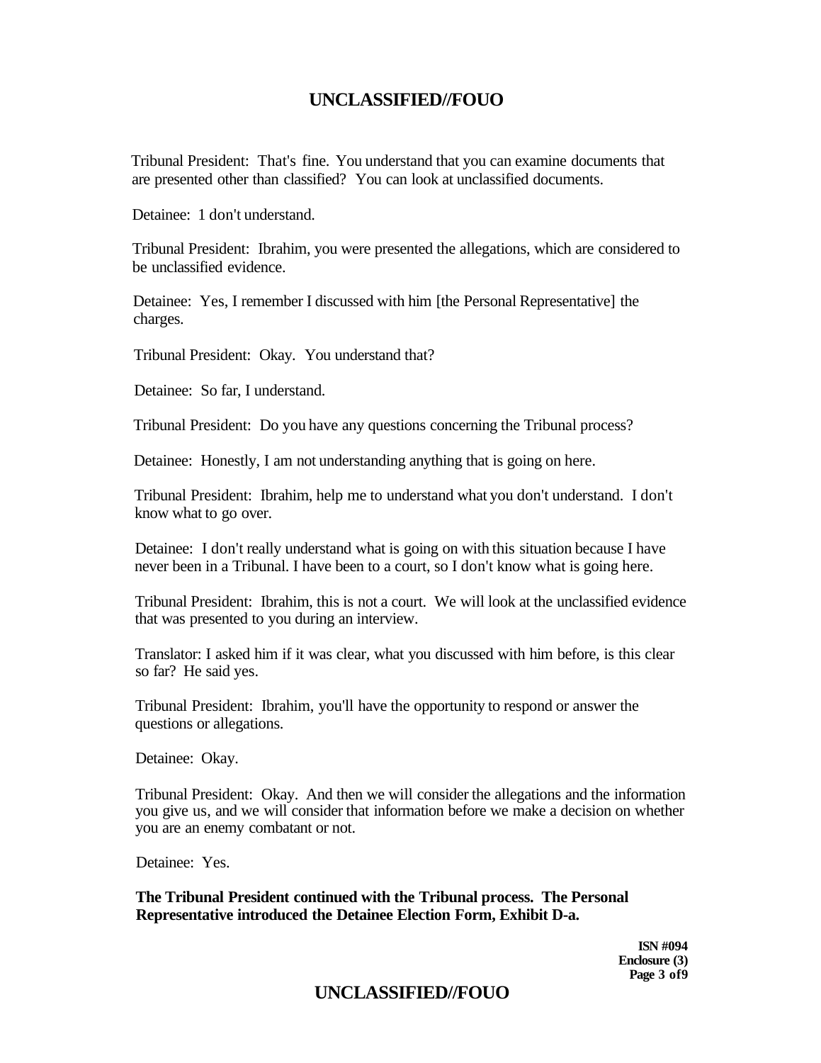Tribunal President: That's fine. You understand that you can examine documents that are presented other than classified? You can look at unclassified documents.

Detainee: 1 don't understand.

Tribunal President: Ibrahim, you were presented the allegations, which are considered to be unclassified evidence.

Detainee: Yes, I remember I discussed with him [the Personal Representative] the charges.

Tribunal President: Okay. You understand that?

Detainee: So far, I understand.

Tribunal President: Do you have any questions concerning the Tribunal process?

Detainee: Honestly, I am not understanding anything that is going on here.

Tribunal President: Ibrahim, help me to understand what you don't understand. I don't know what to go over.

Detainee: I don't really understand what is going on with this situation because I have never been in a Tribunal. I have been to a court, so I don't know what is going here.

Tribunal President: Ibrahim, this is not a court. We will look at the unclassified evidence that was presented to you during an interview.

Translator: I asked him if it was clear, what you discussed with him before, is this clear so far? He said yes.

Tribunal President: Ibrahim, you'll have the opportunity to respond or answer the questions or allegations.

Detainee: Okay.

Tribunal President: Okay. And then we will consider the allegations and the information you give us, and we will consider that information before we make a decision on whether you are an enemy combatant or not.

Detainee: Yes.

**The Tribunal President continued with the Tribunal process. The Personal Representative introduced the Detainee Election Form, Exhibit D-a.**

**ISN #094**
**Enclosure (3)**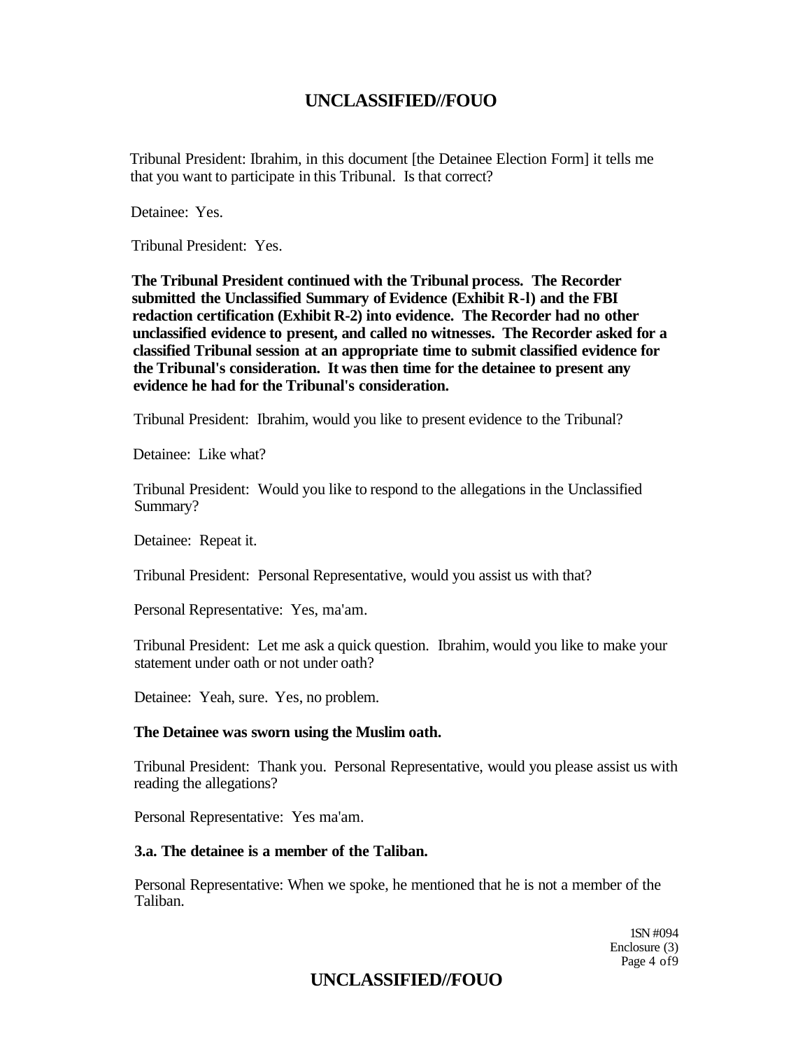Tribunal President: Ibrahim, in this document [the Detainee Election Form] it tells me that you want to participate in this Tribunal. Is that correct?

Detainee: Yes.

Tribunal President: Yes.

**The Tribunal President continued with the Tribunal process. The Recorder submitted the Unclassified Summary of Evidence (Exhibit R-l) and the FBI redaction certification (Exhibit R-2) into evidence. The Recorder had no other unclassified evidence to present, and called no witnesses. The Recorder asked for a classified Tribunal session at an appropriate time to submit classified evidence for the Tribunal's consideration. It was then time for the detainee to present any evidence he had for the Tribunal's consideration.**

Tribunal President: Ibrahim, would you like to present evidence to the Tribunal?

Detainee: Like what?

Tribunal President: Would you like to respond to the allegations in the Unclassified Summary?

Detainee: Repeat it.

Tribunal President: Personal Representative, would you assist us with that?

Personal Representative: Yes, ma'am.

Tribunal President: Let me ask a quick question. Ibrahim, would you like to make your statement under oath or not under oath?

Detainee: Yeah, sure. Yes, no problem.

**The Detainee was sworn using the Muslim oath.**

Tribunal President: Thank you. Personal Representative, would you please assist us with reading the allegations?

Personal Representative: Yes ma'am.

**3.a. The detainee is a member of the Taliban.**

Personal Representative: When we spoke, he mentioned that he is not a member of the Taliban.

1SN #094
Enclosure (3)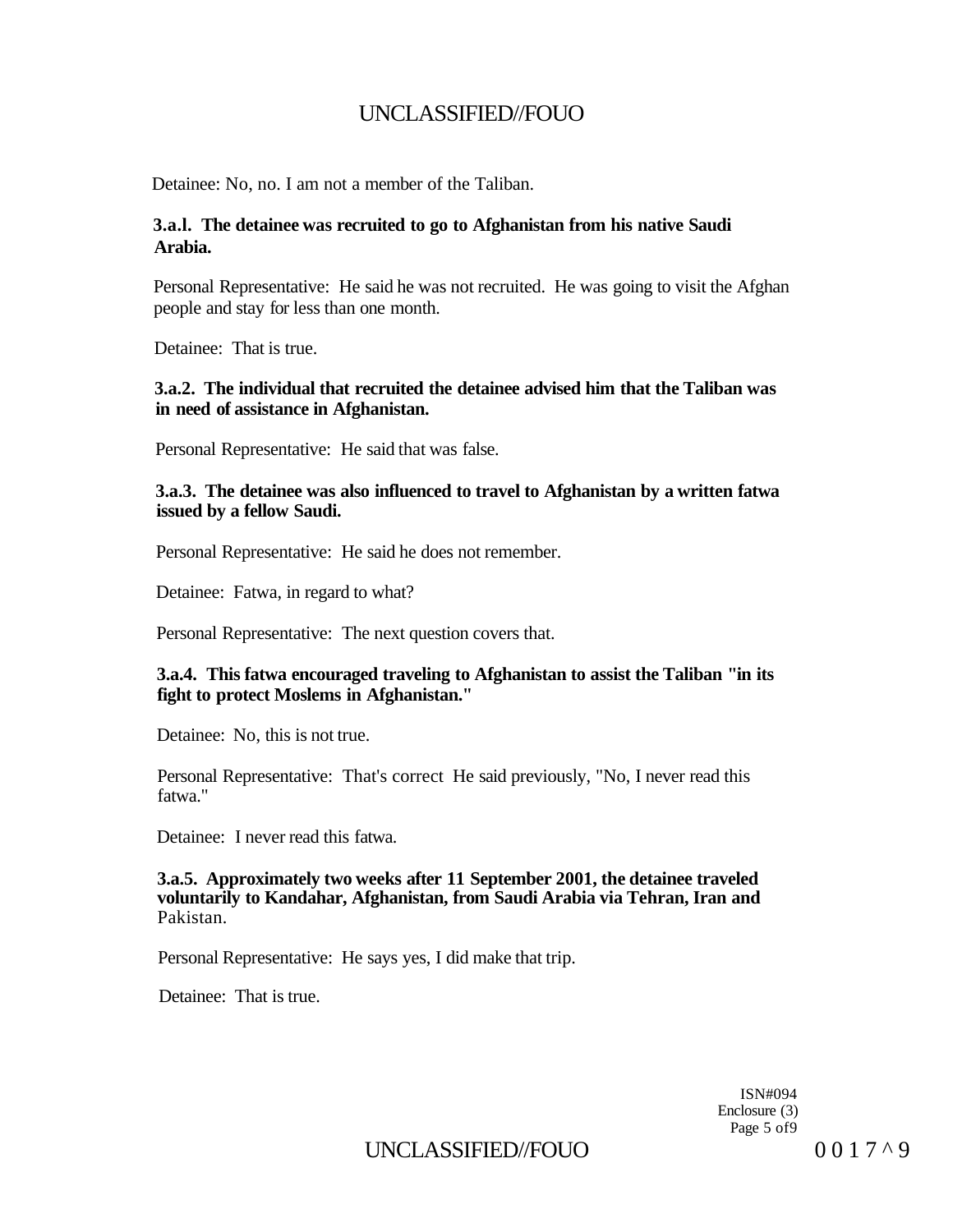Detainee: No, no. I am not a member of the Taliban.

**3.a.l. The detainee was recruited to go to Afghanistan from his native Saudi Arabia.**

Personal Representative: He said he was not recruited. He was going to visit the Afghan people and stay for less than one month.

Detainee: That is true.

**3.a.2. The individual that recruited the detainee advised him that the Taliban was in need of assistance in Afghanistan.**

Personal Representative: He said that was false.

**3.a.3. The detainee was also influenced to travel to Afghanistan by a written fatwa issued by a fellow Saudi.**

Personal Representative: He said he does not remember.

Detainee: Fatwa, in regard to what?

Personal Representative: The next question covers that.

**3.a.4. This fatwa encouraged traveling to Afghanistan to assist the Taliban "in its fight to protect Moslems in Afghanistan."**

Detainee: No, this is not true.

Personal Representative: That's correct He said previously, "No, I never read this fatwa."

Detainee: I never read this fatwa.

**3.a.5. Approximately two weeks after 11 September 2001, the detainee traveled voluntarily to Kandahar, Afghanistan, from Saudi Arabia via Tehran, Iran and** Pakistan.

Personal Representative: He says yes, I did make that trip.

Detainee: That is true.

ISN#094
Enclosure (3)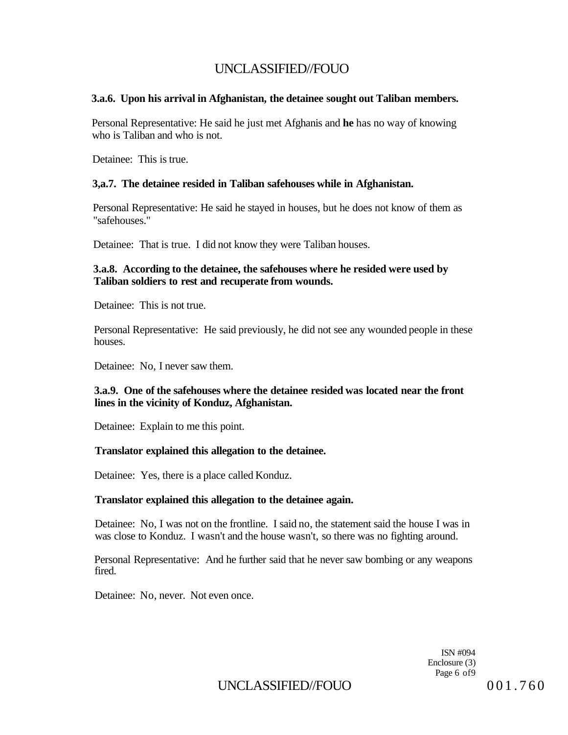**3.a.6. Upon his arrival in Afghanistan, the detainee sought out Taliban members.**

Personal Representative: He said he just met Afghanis and **he** has no way of knowing who is Taliban and who is not.

Detainee: This is true.

**3,a.7. The detainee resided in Taliban safehouses while in Afghanistan.**

Personal Representative: He said he stayed in houses, but he does not know of them as "safehouses."

Detainee: That is true. I did not know they were Taliban houses.

**3.a.8. According to the detainee, the safehouses where he resided were used by Taliban soldiers to rest and recuperate from wounds.**

Detainee: This is not true.

Personal Representative: He said previously, he did not see any wounded people in these houses.

Detainee: No, I never saw them.

**3.a.9. One of the safehouses where the detainee resided was located near the front lines in the vicinity of Konduz, Afghanistan.**

Detainee: Explain to me this point.

**Translator explained this allegation to the detainee.**

Detainee: Yes, there is a place called Konduz.

**Translator explained this allegation to the detainee again.**

Detainee: No, I was not on the frontline. I said no, the statement said the house I was in was close to Konduz. I wasn't and the house wasn't, so there was no fighting around.

Personal Representative: And he further said that he never saw bombing or any weapons fired.

Detainee: No, never. Not even once.

ISN #094
Enclosure (3)
Page 6 of9

001.760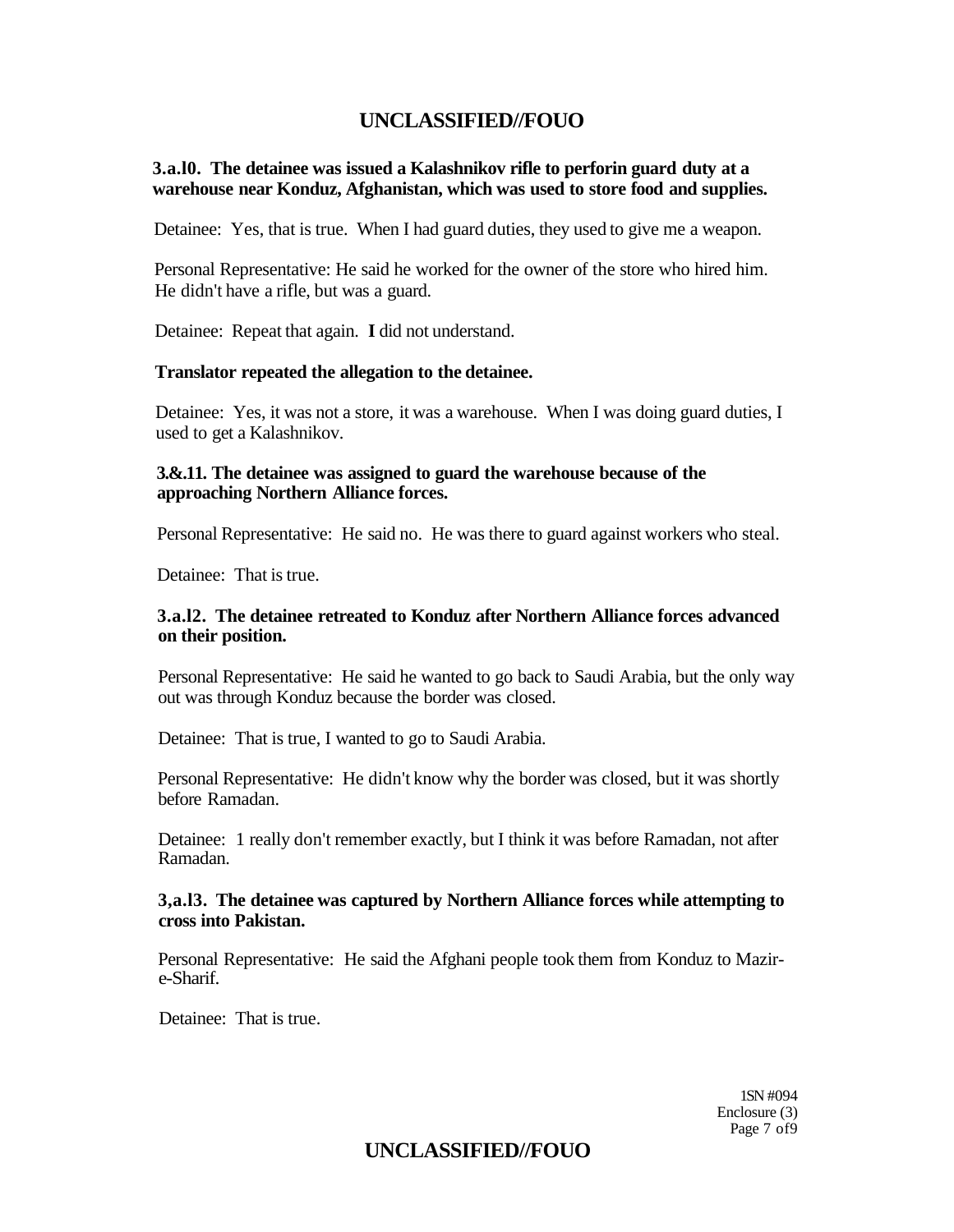**3.a.l0. The detainee was issued a Kalashnikov rifle to perforin guard duty at a warehouse near Konduz, Afghanistan, which was used to store food and supplies.**

Detainee: Yes, that is true. When I had guard duties, they used to give me a weapon.

Personal Representative: He said he worked for the owner of the store who hired him. He didn't have a rifle, but was a guard.

Detainee: Repeat that again. **I** did not understand.

**Translator repeated the allegation to the detainee.**

Detainee: Yes, it was not a store, it was a warehouse. When I was doing guard duties, I used to get a Kalashnikov.

**3.&.11. The detainee was assigned to guard the warehouse because of the approaching Northern Alliance forces.**

Personal Representative: He said no. He was there to guard against workers who steal.

Detainee: That is true.

**3.a.l2. The detainee retreated to Konduz after Northern Alliance forces advanced on their position.**

Personal Representative: He said he wanted to go back to Saudi Arabia, but the only way out was through Konduz because the border was closed.

Detainee: That is true, I wanted to go to Saudi Arabia.

Personal Representative: He didn't know why the border was closed, but it was shortly before Ramadan.

Detainee: 1 really don't remember exactly, but I think it was before Ramadan, not after Ramadan.

**3,a.l3. The detainee was captured by Northern Alliance forces while attempting to cross into Pakistan.**

Personal Representative: He said the Afghani people took them from Konduz to Mazir-e-Sharif.

Detainee: That is true.

1SN #094
Enclosure (3)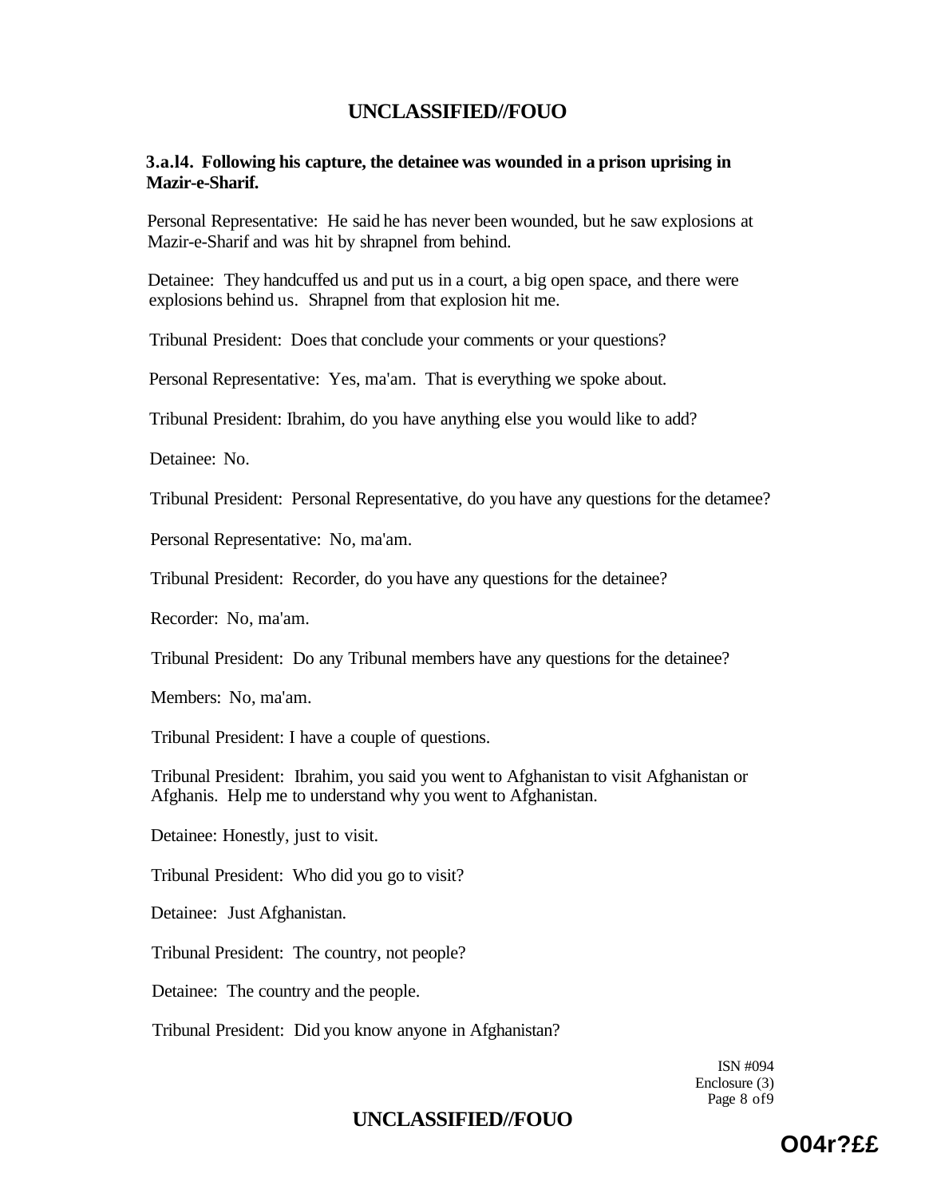**3.a.l4. Following his capture, the detainee was wounded in a prison uprising in Mazir-e-Sharif.**

Personal Representative: He said he has never been wounded, but he saw explosions at Mazir-e-Sharif and was hit by shrapnel from behind.

Detainee: They handcuffed us and put us in a court, a big open space, and there were explosions behind us. Shrapnel from that explosion hit me.

Tribunal President: Does that conclude your comments or your questions?

Personal Representative: Yes, ma'am. That is everything we spoke about.

Tribunal President: Ibrahim, do you have anything else you would like to add?

Detainee: No.

Tribunal President: Personal Representative, do you have any questions for the detamee?

Personal Representative: No, ma'am.

Tribunal President: Recorder, do you have any questions for the detainee?

Recorder: No, ma'am.

Tribunal President: Do any Tribunal members have any questions for the detainee?

Members: No, ma'am.

Tribunal President: I have a couple of questions.

Tribunal President: Ibrahim, you said you went to Afghanistan to visit Afghanistan or Afghanis. Help me to understand why you went to Afghanistan.

Detainee: Honestly, just to visit.

Tribunal President: Who did you go to visit?

Detainee: Just Afghanistan.

Tribunal President: The country, not people?

Detainee: The country and the people.

Tribunal President: Did you know anyone in Afghanistan?

ISN #094
Enclosure (3)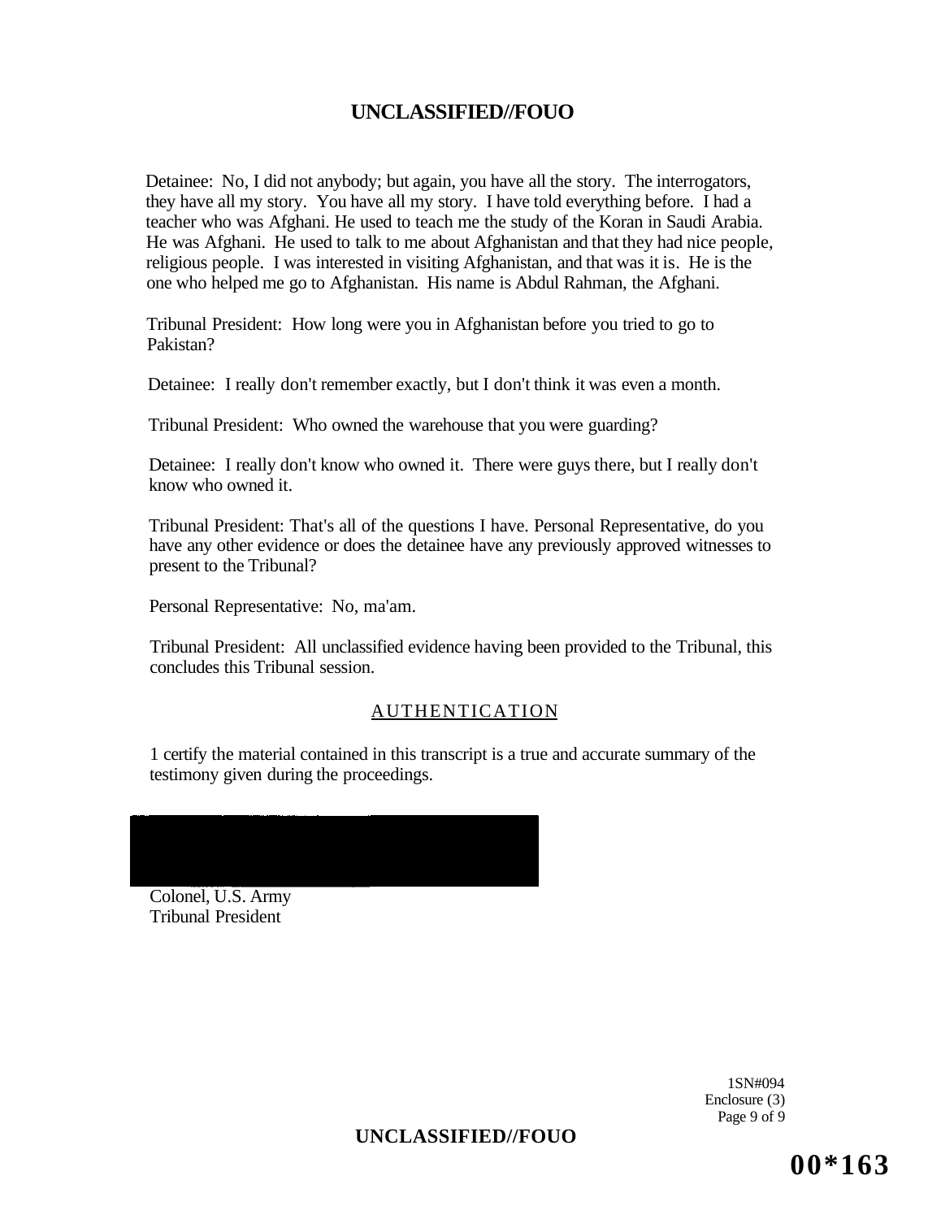Detainee: No, I did not anybody; but again, you have all the story. The interrogators, they have all my story. You have all my story. I have told everything before. I had a teacher who was Afghani. He used to teach me the study of the Koran in Saudi Arabia. He was Afghani. He used to talk to me about Afghanistan and that they had nice people, religious people. I was interested in visiting Afghanistan, and that was it is. He is the one who helped me go to Afghanistan. His name is Abdul Rahman, the Afghani.

Tribunal President: How long were you in Afghanistan before you tried to go to Pakistan?

Detainee: I really don't remember exactly, but I don't think it was even a month.

Tribunal President: Who owned the warehouse that you were guarding?

Detainee: I really don't know who owned it. There were guys there, but I really don't know who owned it.

Tribunal President: That's all of the questions I have. Personal Representative, do you have any other evidence or does the detainee have any previously approved witnesses to present to the Tribunal?

Personal Representative: No, ma'am.

Tribunal President: All unclassified evidence having been provided to the Tribunal, this concludes this Tribunal session.

## AUTHENTICATION

1 certify the material contained in this transcript is a true and accurate summary of the testimony given during the proceedings.

Colonel, U.S. Army
Tribunal President

1SN#094
Enclosure (3)

00*163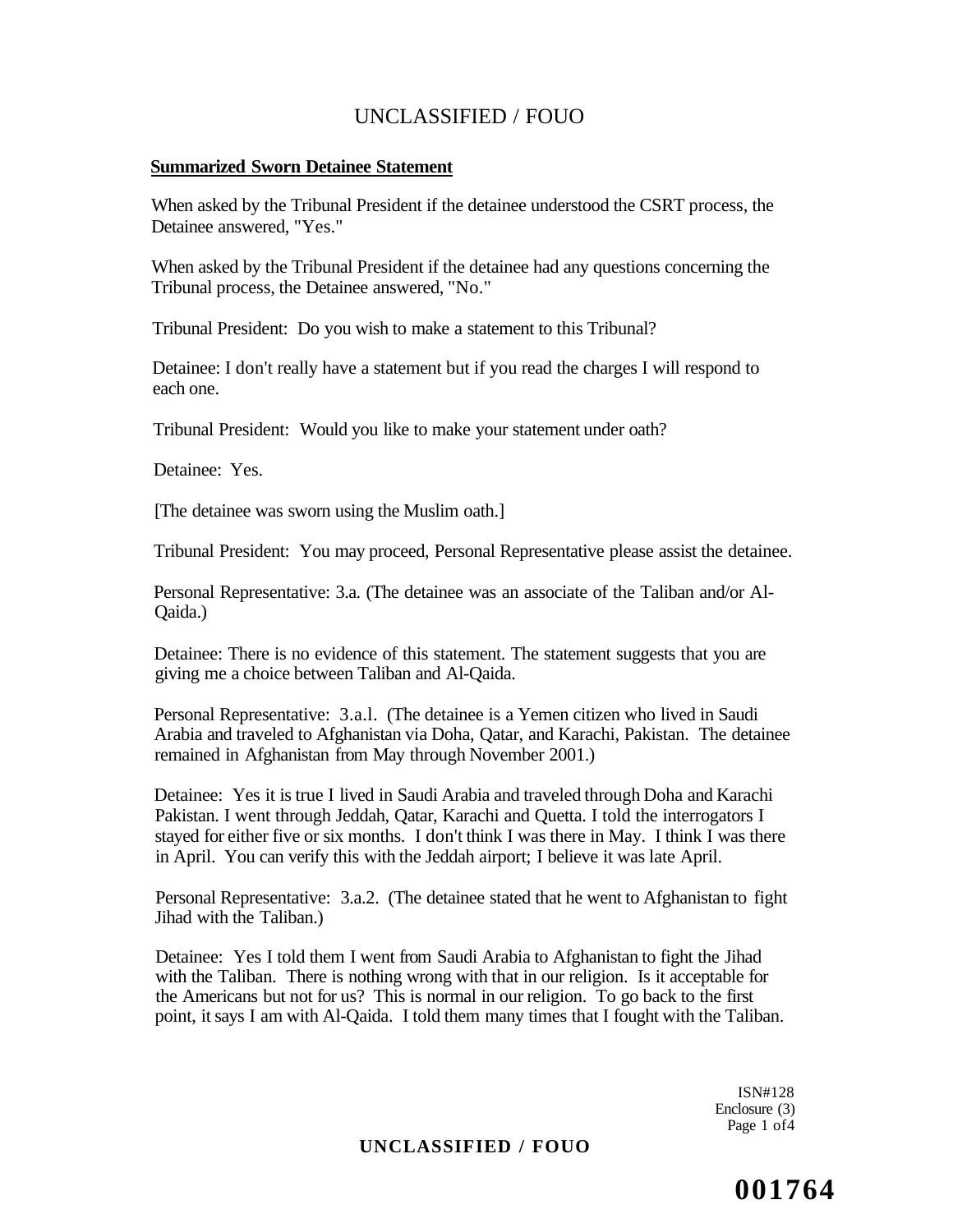**Summarized Sworn Detainee Statement**

When asked by the Tribunal President if the detainee understood the CSRT process, the Detainee answered, "Yes."

When asked by the Tribunal President if the detainee had any questions concerning the Tribunal process, the Detainee answered, "No."

Tribunal President: Do you wish to make a statement to this Tribunal?

Detainee: I don't really have a statement but if you read the charges I will respond to each one.

Tribunal President: Would you like to make your statement under oath?

Detainee: Yes.

[The detainee was sworn using the Muslim oath.]

Tribunal President: You may proceed, Personal Representative please assist the detainee.

Personal Representative: 3.a. (The detainee was an associate of the Taliban and/or Al-Qaida.)

Detainee: There is no evidence of this statement. The statement suggests that you are giving me a choice between Taliban and Al-Qaida.

Personal Representative: 3.a.1. (The detainee is a Yemen citizen who lived in Saudi Arabia and traveled to Afghanistan via Doha, Qatar, and Karachi, Pakistan. The detainee remained in Afghanistan from May through November 2001.)

Detainee: Yes it is true I lived in Saudi Arabia and traveled through Doha and Karachi Pakistan. I went through Jeddah, Qatar, Karachi and Quetta. I told the interrogators I stayed for either five or six months. I don't think I was there in May. I think I was there in April. You can verify this with the Jeddah airport; I believe it was late April.

Personal Representative: 3.a.2. (The detainee stated that he went to Afghanistan to fight Jihad with the Taliban.)

Detainee: Yes I told them I went from Saudi Arabia to Afghanistan to fight the Jihad with the Taliban. There is nothing wrong with that in our religion. Is it acceptable for the Americans but not for us? This is normal in our religion. To go back to the first point, it says I am with Al-Qaida. I told them many times that I fought with the Taliban.

ISN#128
Enclosure (3)

001764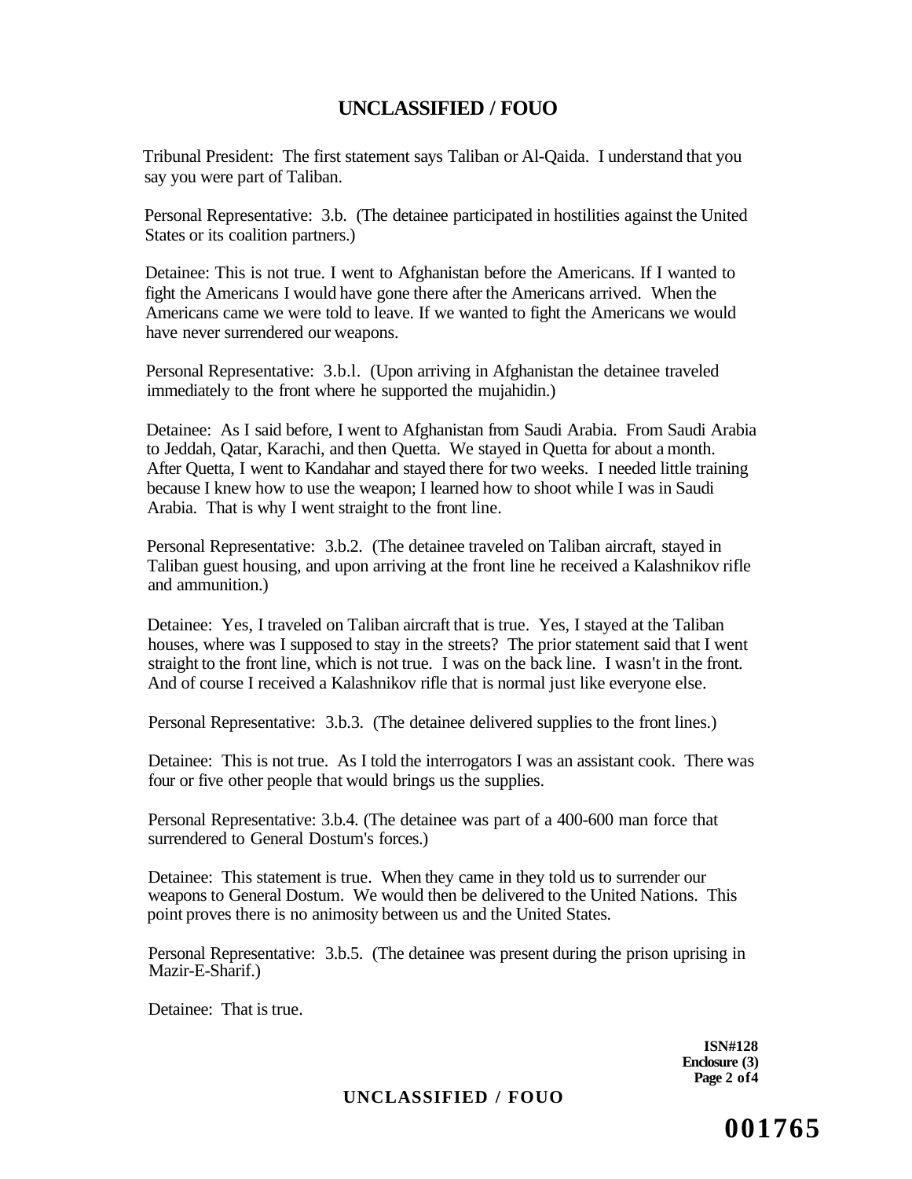Tribunal President: The first statement says Taliban or Al-Qaida. I understand that you say you were part of Taliban.

Personal Representative: 3.b. (The detainee participated in hostilities against the United States or its coalition partners.)

Detainee: This is not true. I went to Afghanistan before the Americans. If I wanted to fight the Americans I would have gone there after the Americans arrived. When the Americans came we were told to leave. If we wanted to fight the Americans we would have never surrendered our weapons.

Personal Representative: 3.b.l. (Upon arriving in Afghanistan the detainee traveled immediately to the front where he supported the mujahidin.)

Detainee: As I said before, I went to Afghanistan from Saudi Arabia. From Saudi Arabia to Jeddah, Qatar, Karachi, and then Quetta. We stayed in Quetta for about a month. After Quetta, I went to Kandahar and stayed there for two weeks. I needed little training because I knew how to use the weapon; I learned how to shoot while I was in Saudi Arabia. That is why I went straight to the front line.

Personal Representative: 3.b.2. (The detainee traveled on Taliban aircraft, stayed in Taliban guest housing, and upon arriving at the front line he received a Kalashnikov rifle and ammunition.)

Detainee: Yes, I traveled on Taliban aircraft that is true. Yes, I stayed at the Taliban houses, where was I supposed to stay in the streets? The prior statement said that I went straight to the front line, which is not true. I was on the back line. I wasn't in the front. And of course I received a Kalashnikov rifle that is normal just like everyone else.

Personal Representative: 3.b.3. (The detainee delivered supplies to the front lines.)

Detainee: This is not true. As I told the interrogators I was an assistant cook. There was four or five other people that would brings us the supplies.

Personal Representative: 3.b.4. (The detainee was part of a 400-600 man force that surrendered to General Dostum's forces.)

Detainee: This statement is true. When they came in they told us to surrender our weapons to General Dostum. We would then be delivered to the United Nations. This point proves there is no animosity between us and the United States.

Personal Representative: 3.b.5. (The detainee was present during the prison uprising in Mazir-E-Sharif.)

Detainee: That is true.

**ISN#128**
**Enclosure (3)**
**Page 2 of 4**

**001765**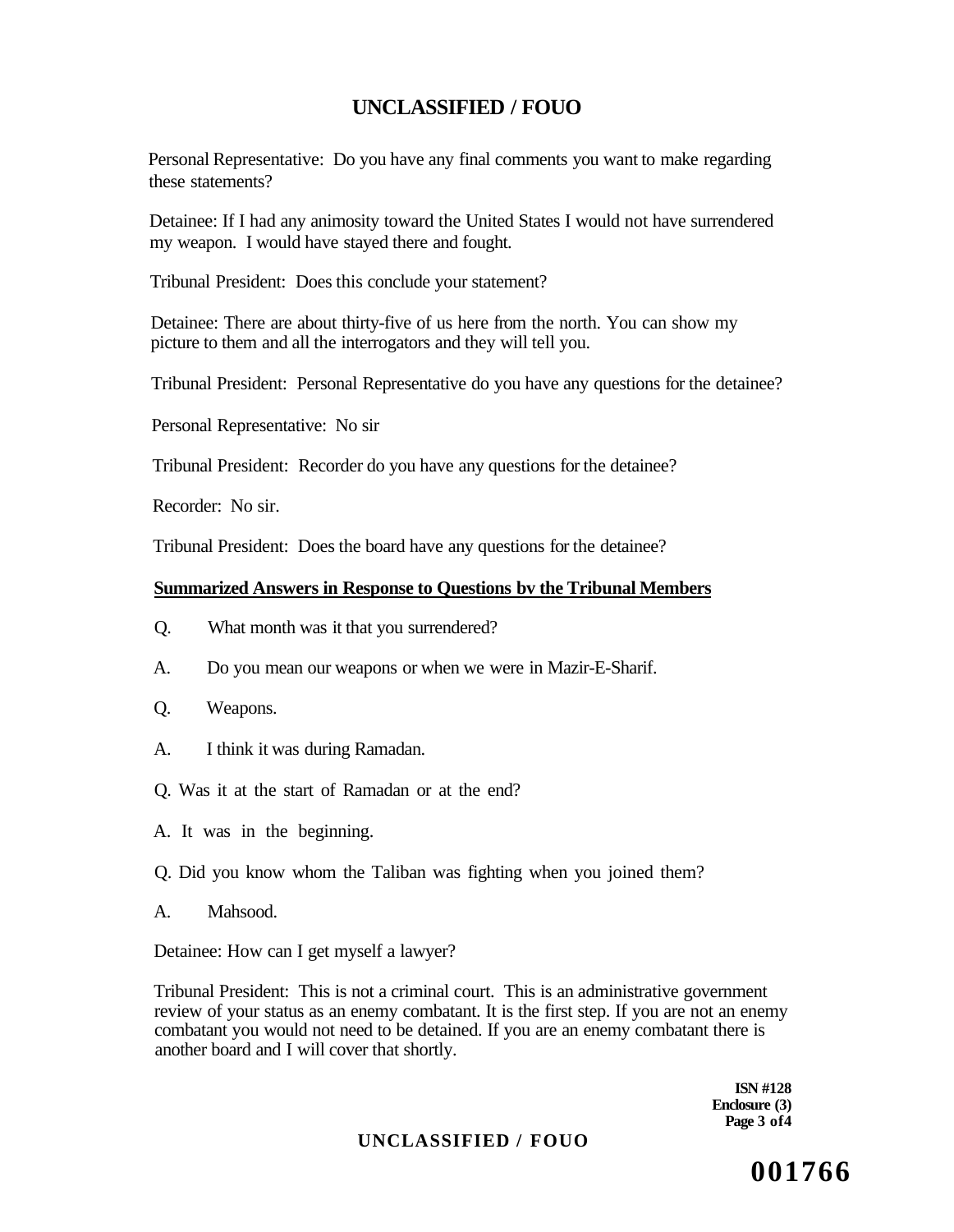Personal Representative: Do you have any final comments you want to make regarding these statements?

Detainee: If I had any animosity toward the United States I would not have surrendered my weapon. I would have stayed there and fought.

Tribunal President: Does this conclude your statement?

Detainee: There are about thirty-five of us here from the north. You can show my picture to them and all the interrogators and they will tell you.

Tribunal President: Personal Representative do you have any questions for the detainee?

Personal Representative: No sir

Tribunal President: Recorder do you have any questions for the detainee?

Recorder: No sir.

Tribunal President: Does the board have any questions for the detainee?

**Summarized Answers in Response to Questions bv the Tribunal Members**

Q. What month was it that you surrendered?

A. Do you mean our weapons or when we were in Mazir-E-Sharif.

Q. Weapons.

A. I think it was during Ramadan.

Q. Was it at the start of Ramadan or at the end?

A. It was in the beginning.

Q. Did you know whom the Taliban was fighting when you joined them?

A. Mahsood.

Detainee: How can I get myself a lawyer?

Tribunal President: This is not a criminal court. This is an administrative government review of your status as an enemy combatant. It is the first step. If you are not an enemy combatant you would not need to be detained. If you are an enemy combatant there is another board and I will cover that shortly.

**ISN #128**
**Enclosure (3)**
**Page 3 of 4**

**001766**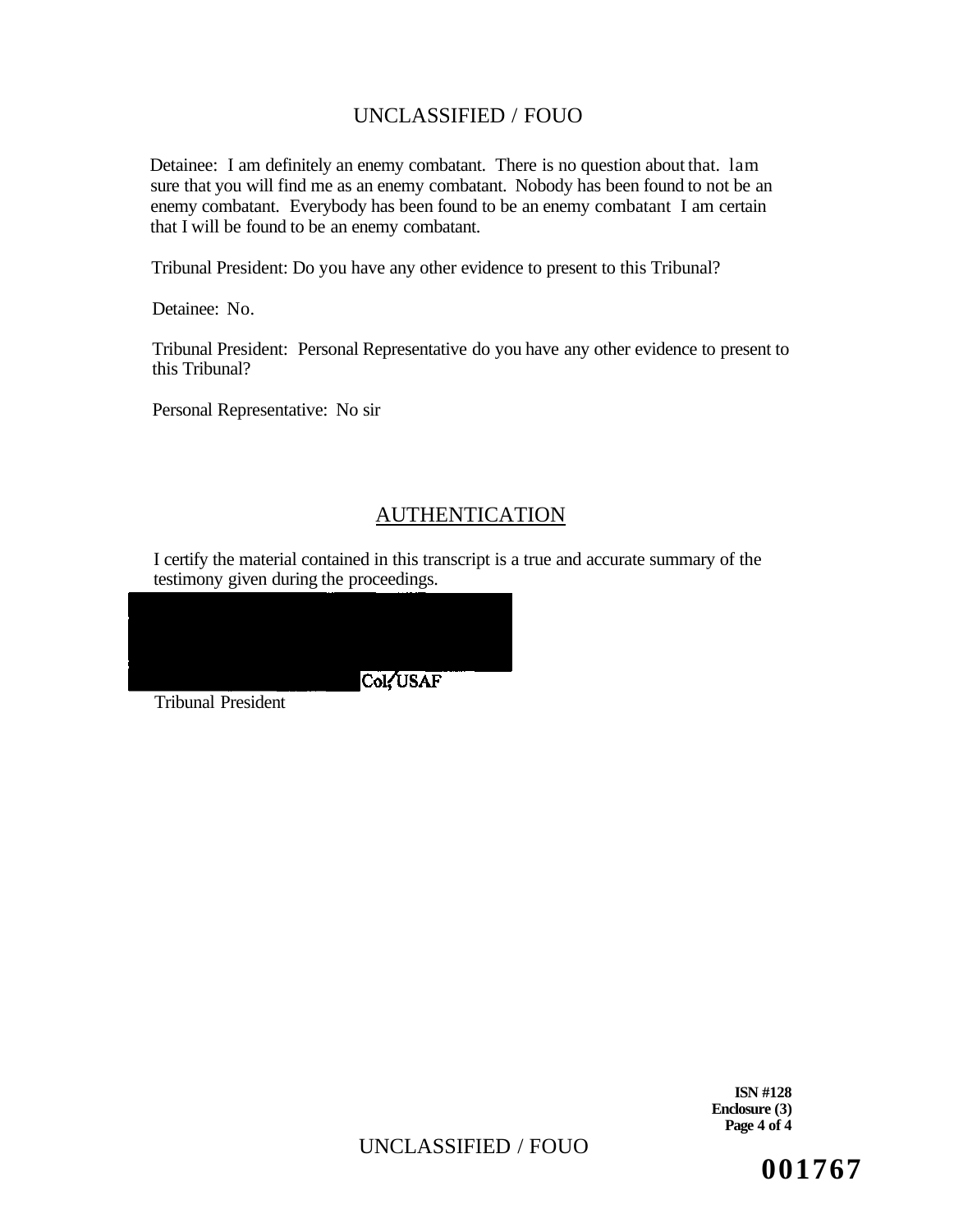Detainee: I am definitely an enemy combatant. There is no question about that. lam sure that you will find me as an enemy combatant. Nobody has been found to not be an enemy combatant. Everybody has been found to be an enemy combatant I am certain that I will be found to be an enemy combatant.

Tribunal President: Do you have any other evidence to present to this Tribunal?

Detainee: No.

Tribunal President: Personal Representative do you have any other evidence to present to this Tribunal?

Personal Representative: No sir

## AUTHENTICATION

I certify the material contained in this transcript is a true and accurate summary of the testimony given during the proceedings.

Col, USAF
Tribunal President

**ISN #128**
**Enclosure (3)**

**001767**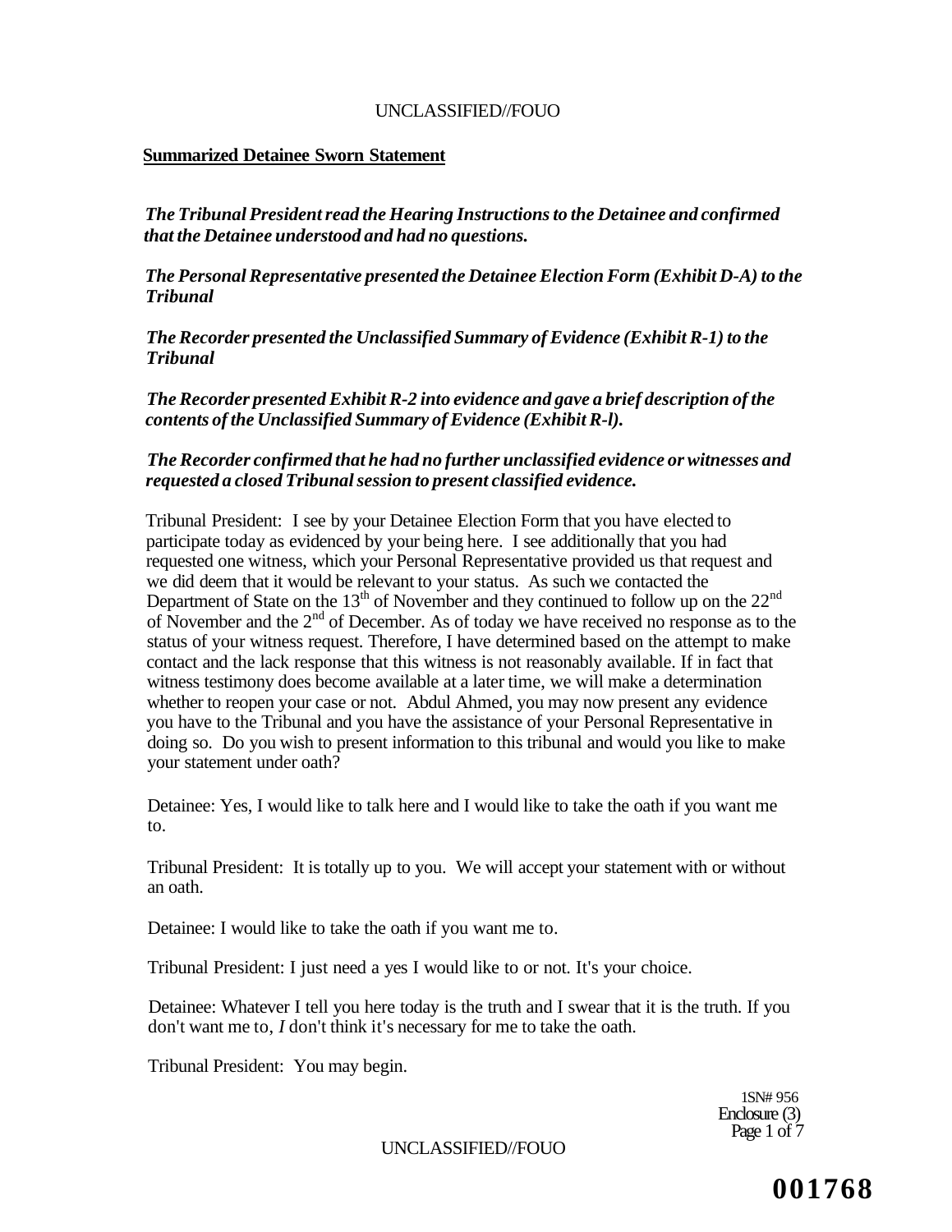**Summarized Detainee Sworn Statement**

*The Tribunal President read the Hearing Instructions to the Detainee and confirmed that the Detainee understood and had no questions.*

*The Personal Representative presented the Detainee Election Form (Exhibit D-A) to the Tribunal*

*The Recorder presented the Unclassified Summary of Evidence (Exhibit R-1) to the Tribunal*

*The Recorder presented Exhibit R-2 into evidence and gave a brief description of the contents of the Unclassified Summary of Evidence (Exhibit R-l).*

*The Recorder confirmed that he had no further unclassified evidence or witnesses and requested a closed Tribunal session to present classified evidence.*

Tribunal President: I see by your Detainee Election Form that you have elected to participate today as evidenced by your being here. I see additionally that you had requested one witness, which your Personal Representative provided us that request and we did deem that it would be relevant to your status. As such we contacted the Department of State on the 13th of November and they continued to follow up on the 22nd of November and the 2nd of December. As of today we have received no response as to the status of your witness request. Therefore, I have determined based on the attempt to make contact and the lack response that this witness is not reasonably available. If in fact that witness testimony does become available at a later time, we will make a determination whether to reopen your case or not. Abdul Ahmed, you may now present any evidence you have to the Tribunal and you have the assistance of your Personal Representative in doing so. Do you wish to present information to this tribunal and would you like to make your statement under oath?

Detainee: Yes, I would like to talk here and I would like to take the oath if you want me to.

Tribunal President: It is totally up to you. We will accept your statement with or without an oath.

Detainee: I would like to take the oath if you want me to.

Tribunal President: I just need a yes I would like to or not. It's your choice.

Detainee: Whatever I tell you here today is the truth and I swear that it is the truth. If you don't want me to, *I* don't think it's necessary for me to take the oath.

Tribunal President: You may begin.

1SN# 956
Enclosure (3)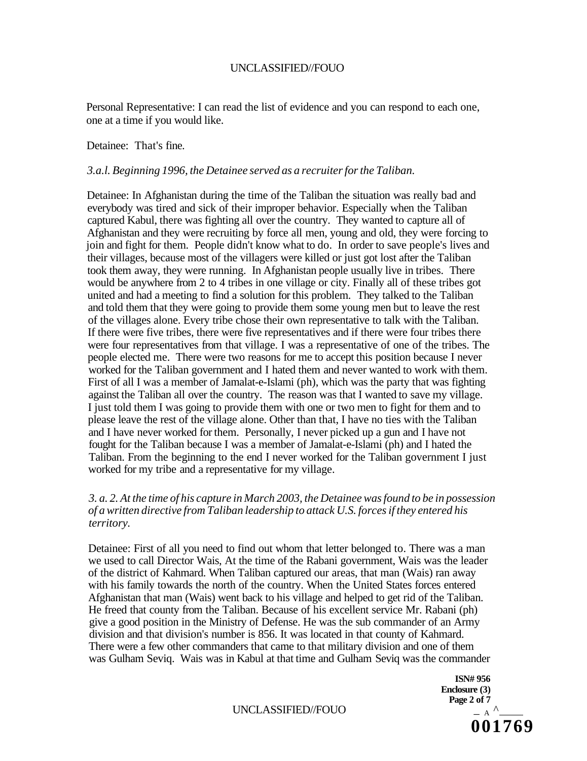Personal Representative: I can read the list of evidence and you can respond to each one, one at a time if you would like.

Detainee: That's fine.

*3.a.l. Beginning 1996, the Detainee served as a recruiter for the Taliban.*

Detainee: In Afghanistan during the time of the Taliban the situation was really bad and everybody was tired and sick of their improper behavior. Especially when the Taliban captured Kabul, there was fighting all over the country. They wanted to capture all of Afghanistan and they were recruiting by force all men, young and old, they were forcing to join and fight for them. People didn't know what to do. In order to save people's lives and their villages, because most of the villagers were killed or just got lost after the Taliban took them away, they were running. In Afghanistan people usually live in tribes. There would be anywhere from 2 to 4 tribes in one village or city. Finally all of these tribes got united and had a meeting to find a solution for this problem. They talked to the Taliban and told them that they were going to provide them some young men but to leave the rest of the villages alone. Every tribe chose their own representative to talk with the Taliban. If there were five tribes, there were five representatives and if there were four tribes there were four representatives from that village. I was a representative of one of the tribes. The people elected me. There were two reasons for me to accept this position because I never worked for the Taliban government and I hated them and never wanted to work with them. First of all I was a member of Jamalat-e-Islami (ph), which was the party that was fighting against the Taliban all over the country. The reason was that I wanted to save my village. I just told them I was going to provide them with one or two men to fight for them and to please leave the rest of the village alone. Other than that, I have no ties with the Taliban and I have never worked for them. Personally, I never picked up a gun and I have not fought for the Taliban because I was a member of Jamalat-e-Islami (ph) and I hated the Taliban. From the beginning to the end I never worked for the Taliban government I just worked for my tribe and a representative for my village.

*3. a. 2. At the time of his capture in March 2003, the Detainee was found to be in possession of a written directive from Taliban leadership to attack U.S. forces if they entered his territory.*

Detainee: First of all you need to find out whom that letter belonged to. There was a man we used to call Director Wais, At the time of the Rabani government, Wais was the leader of the district of Kahmard. When Taliban captured our areas, that man (Wais) ran away with his family towards the north of the country. When the United States forces entered Afghanistan that man (Wais) went back to his village and helped to get rid of the Taliban. He freed that county from the Taliban. Because of his excellent service Mr. Rabani (ph) give a good position in the Ministry of Defense. He was the sub commander of an Army division and that division's number is 856. It was located in that county of Kahmard. There were a few other commanders that came to that military division and one of them was Gulham Seviq. Wais was in Kabul at that time and Gulham Seviq was the commander

ISN# 956
Enclosure (3)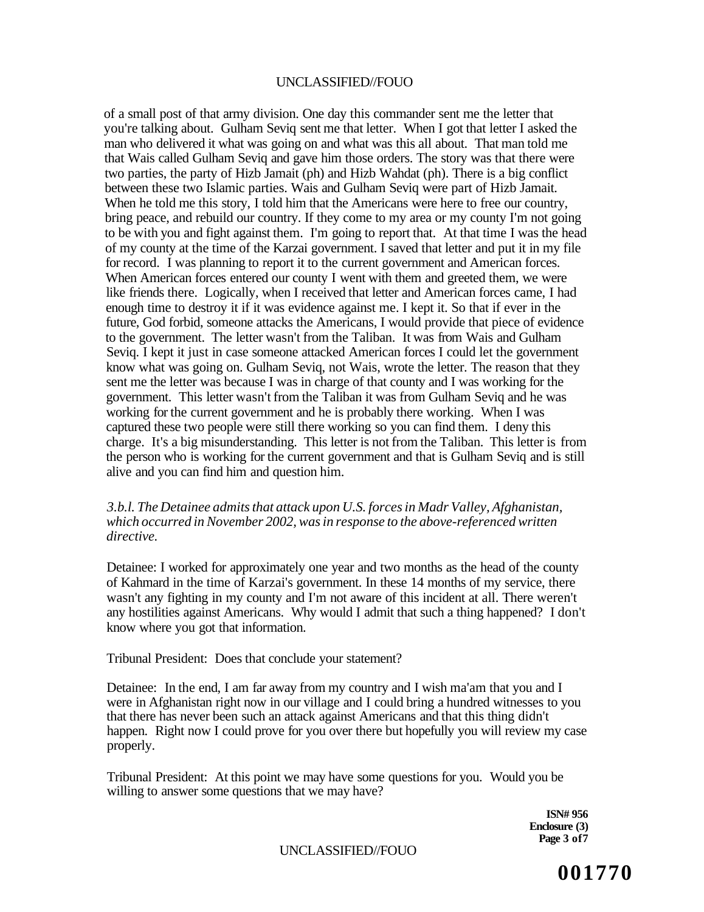of a small post of that army division. One day this commander sent me the letter that you're talking about. Gulham Seviq sent me that letter. When I got that letter I asked the man who delivered it what was going on and what was this all about. That man told me that Wais called Gulham Seviq and gave him those orders. The story was that there were two parties, the party of Hizb Jamait (ph) and Hizb Wahdat (ph). There is a big conflict between these two Islamic parties. Wais and Gulham Seviq were part of Hizb Jamait. When he told me this story, I told him that the Americans were here to free our country, bring peace, and rebuild our country. If they come to my area or my county I'm not going to be with you and fight against them. I'm going to report that. At that time I was the head of my county at the time of the Karzai government. I saved that letter and put it in my file for record. I was planning to report it to the current government and American forces. When American forces entered our county I went with them and greeted them, we were like friends there. Logically, when I received that letter and American forces came, I had enough time to destroy it if it was evidence against me. I kept it. So that if ever in the future, God forbid, someone attacks the Americans, I would provide that piece of evidence to the government. The letter wasn't from the Taliban. It was from Wais and Gulham Seviq. I kept it just in case someone attacked American forces I could let the government know what was going on. Gulham Seviq, not Wais, wrote the letter. The reason that they sent me the letter was because I was in charge of that county and I was working for the government. This letter wasn't from the Taliban it was from Gulham Seviq and he was working for the current government and he is probably there working. When I was captured these two people were still there working so you can find them. I deny this charge. It's a big misunderstanding. This letter is not from the Taliban. This letter is from the person who is working for the current government and that is Gulham Seviq and is still alive and you can find him and question him.

*3.b.l. The Detainee admits that attack upon U.S. forces in Madr Valley, Afghanistan, which occurred in November 2002, was in response to the above-referenced written directive.*

Detainee: I worked for approximately one year and two months as the head of the county of Kahmard in the time of Karzai's government. In these 14 months of my service, there wasn't any fighting in my county and I'm not aware of this incident at all. There weren't any hostilities against Americans. Why would I admit that such a thing happened? I don't know where you got that information.

Tribunal President: Does that conclude your statement?

Detainee: In the end, I am far away from my country and I wish ma'am that you and I were in Afghanistan right now in our village and I could bring a hundred witnesses to you that there has never been such an attack against Americans and that this thing didn't happen. Right now I could prove for you over there but hopefully you will review my case properly.

Tribunal President: At this point we may have some questions for you. Would you be willing to answer some questions that we may have?

**ISN# 956**
**Enclosure (3)**
**Page 3 of 7**

**001770**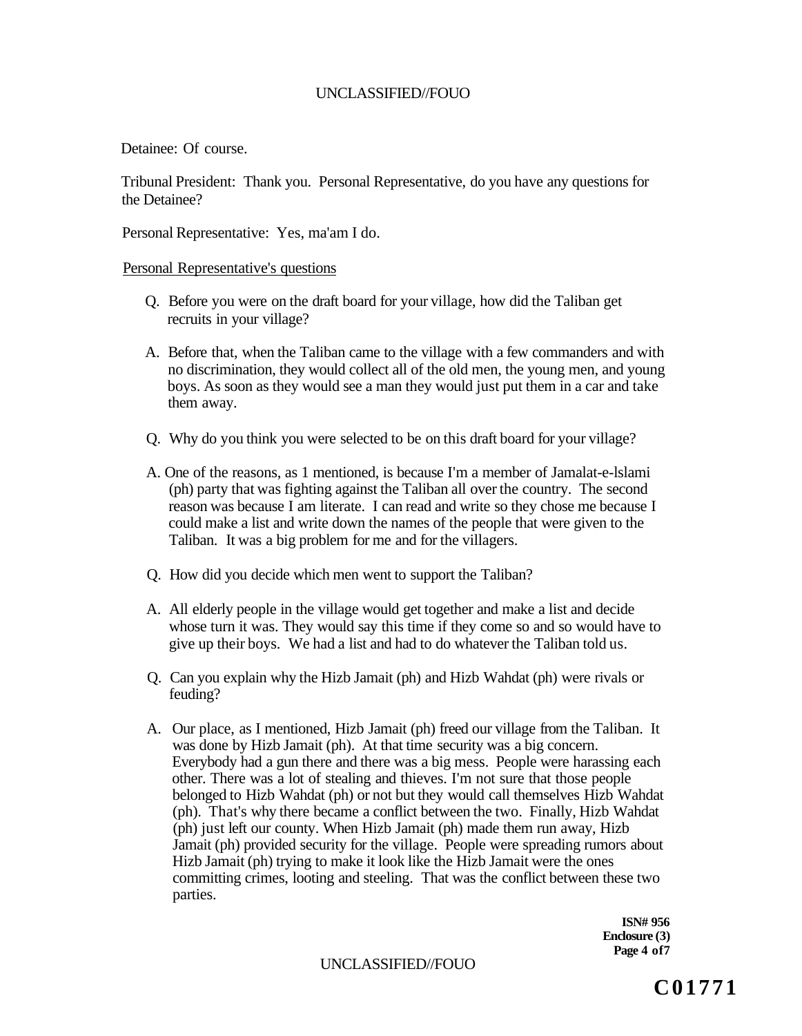Detainee: Of course.

Tribunal President: Thank you. Personal Representative, do you have any questions for the Detainee?

Personal Representative: Yes, ma'am I do.

Personal Representative's questions

Q. Before you were on the draft board for your village, how did the Taliban get recruits in your village?

A. Before that, when the Taliban came to the village with a few commanders and with no discrimination, they would collect all of the old men, the young men, and young boys. As soon as they would see a man they would just put them in a car and take them away.

Q. Why do you think you were selected to be on this draft board for your village?

A. One of the reasons, as 1 mentioned, is because I'm a member of Jamalat-e-lslami (ph) party that was fighting against the Taliban all over the country. The second reason was because I am literate. I can read and write so they chose me because I could make a list and write down the names of the people that were given to the Taliban. It was a big problem for me and for the villagers.

Q. How did you decide which men went to support the Taliban?

A. All elderly people in the village would get together and make a list and decide whose turn it was. They would say this time if they come so and so would have to give up their boys. We had a list and had to do whatever the Taliban told us.

Q. Can you explain why the Hizb Jamait (ph) and Hizb Wahdat (ph) were rivals or feuding?

A. Our place, as I mentioned, Hizb Jamait (ph) freed our village from the Taliban. It was done by Hizb Jamait (ph). At that time security was a big concern. Everybody had a gun there and there was a big mess. People were harassing each other. There was a lot of stealing and thieves. I'm not sure that those people belonged to Hizb Wahdat (ph) or not but they would call themselves Hizb Wahdat (ph). That's why there became a conflict between the two. Finally, Hizb Wahdat (ph) just left our county. When Hizb Jamait (ph) made them run away, Hizb Jamait (ph) provided security for the village. People were spreading rumors about Hizb Jamait (ph) trying to make it look like the Hizb Jamait were the ones committing crimes, looting and steeling. That was the conflict between these two parties.

**ISN# 956**
**Enclosure (3)**

**C01771**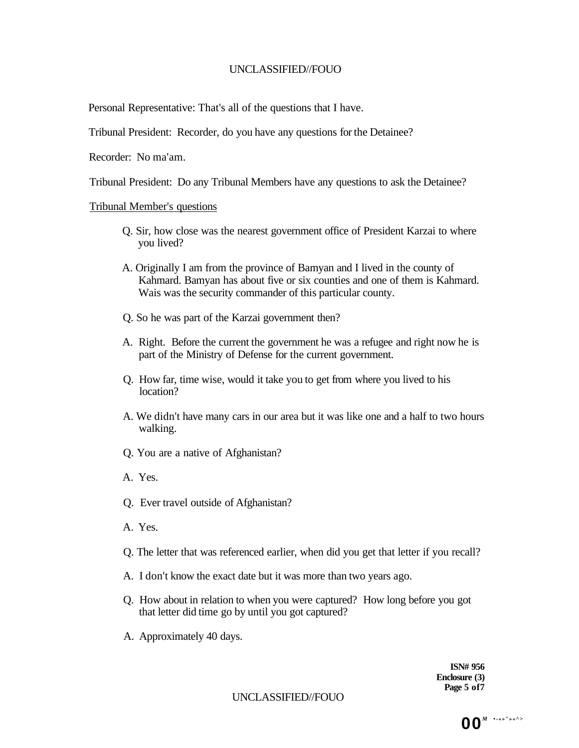Personal Representative: That's all of the questions that I have.

Tribunal President: Recorder, do you have any questions for the Detainee?

Recorder: No ma'am.

Tribunal President: Do any Tribunal Members have any questions to ask the Detainee?

Tribunal Member's questions

Q. Sir, how close was the nearest government office of President Karzai to where you lived?

A. Originally I am from the province of Bamyan and I lived in the county of Kahmard. Bamyan has about five or six counties and one of them is Kahmard. Wais was the security commander of this particular county.

Q. So he was part of the Karzai government then?

A. Right. Before the current the government he was a refugee and right now he is part of the Ministry of Defense for the current government.

Q. How far, time wise, would it take you to get from where you lived to his location?

A. We didn't have many cars in our area but it was like one and a half to two hours walking.

Q. You are a native of Afghanistan?

A. Yes.

Q. Ever travel outside of Afghanistan?

A. Yes.

Q. The letter that was referenced earlier, when did you get that letter if you recall?

A. I don't know the exact date but it was more than two years ago.

Q. How about in relation to when you were captured? How long before you got that letter did time go by until you got captured?

A. Approximately 40 days.

**ISN# 956**
**Enclosure (3)**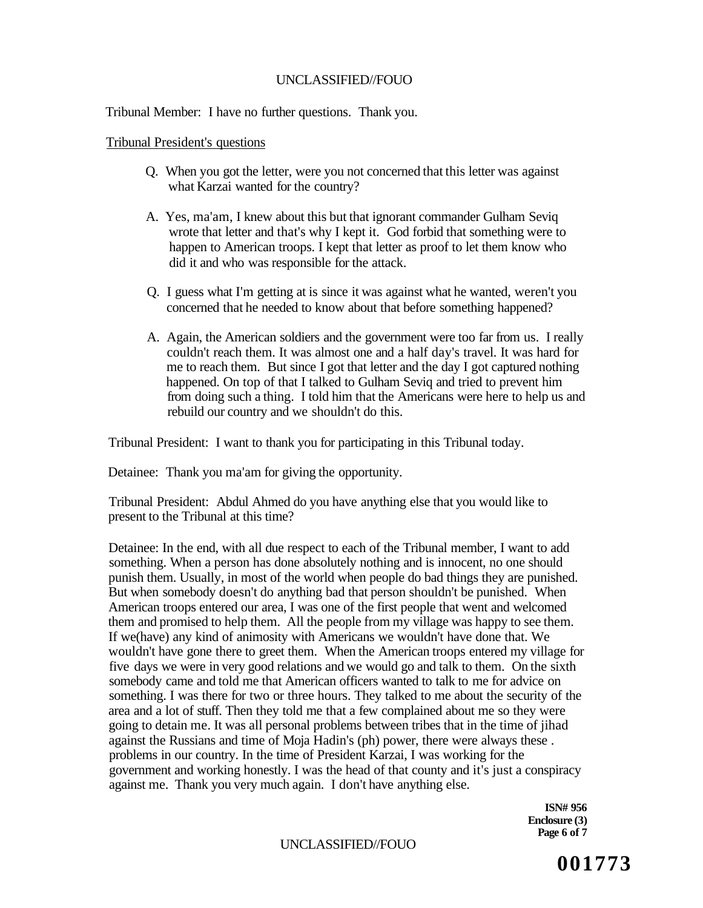Tribunal Member: I have no further questions. Thank you.

Tribunal President's questions

Q. When you got the letter, were you not concerned that this letter was against what Karzai wanted for the country?

A. Yes, ma'am, I knew about this but that ignorant commander Gulham Seviq wrote that letter and that's why I kept it. God forbid that something were to happen to American troops. I kept that letter as proof to let them know who did it and who was responsible for the attack.

Q. I guess what I'm getting at is since it was against what he wanted, weren't you concerned that he needed to know about that before something happened?

A. Again, the American soldiers and the government were too far from us. I really couldn't reach them. It was almost one and a half day's travel. It was hard for me to reach them. But since I got that letter and the day I got captured nothing happened. On top of that I talked to Gulham Seviq and tried to prevent him from doing such a thing. I told him that the Americans were here to help us and rebuild our country and we shouldn't do this.

Tribunal President: I want to thank you for participating in this Tribunal today.

Detainee: Thank you ma'am for giving the opportunity.

Tribunal President: Abdul Ahmed do you have anything else that you would like to present to the Tribunal at this time?

Detainee: In the end, with all due respect to each of the Tribunal member, I want to add something. When a person has done absolutely nothing and is innocent, no one should punish them. Usually, in most of the world when people do bad things they are punished. But when somebody doesn't do anything bad that person shouldn't be punished. When American troops entered our area, I was one of the first people that went and welcomed them and promised to help them. All the people from my village was happy to see them. If we(have) any kind of animosity with Americans we wouldn't have done that. We wouldn't have gone there to greet them. When the American troops entered my village for five days we were in very good relations and we would go and talk to them. On the sixth somebody came and told me that American officers wanted to talk to me for advice on something. I was there for two or three hours. They talked to me about the security of the area and a lot of stuff. Then they told me that a few complained about me so they were going to detain me. It was all personal problems between tribes that in the time of jihad against the Russians and time of Moja Hadin's (ph) power, there were always these . problems in our country. In the time of President Karzai, I was working for the government and working honestly. I was the head of that county and it's just a conspiracy against me. Thank you very much again. I don't have anything else.

**ISN# 956**
**Enclosure (3)**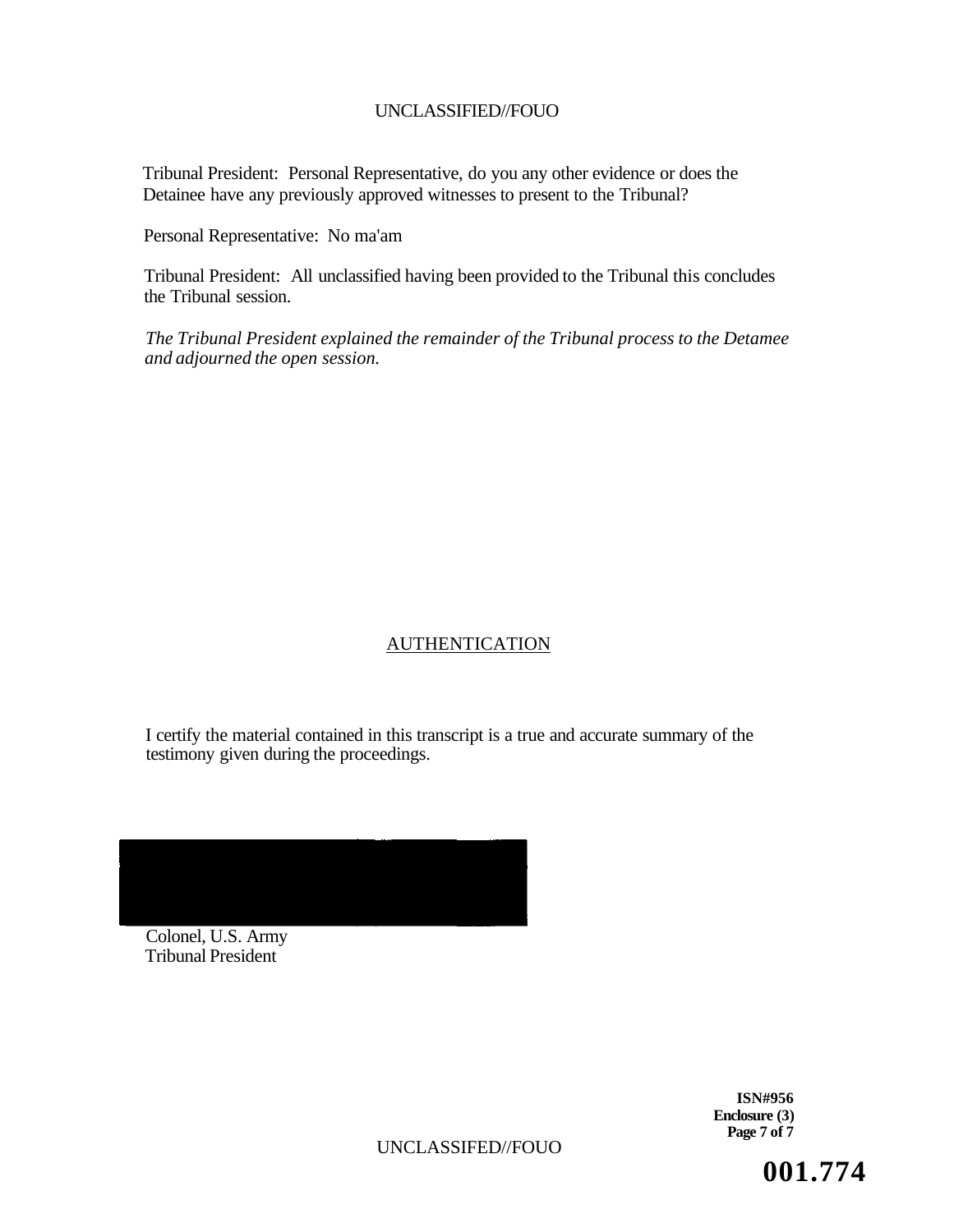Tribunal President: Personal Representative, do you any other evidence or does the Detainee have any previously approved witnesses to present to the Tribunal?

Personal Representative: No ma'am

Tribunal President: All unclassified having been provided to the Tribunal this concludes the Tribunal session.

*The Tribunal President explained the remainder of the Tribunal process to the Detamee and adjourned the open session.*

AUTHENTICATION

I certify the material contained in this transcript is a true and accurate summary of the testimony given during the proceedings.

Colonel, U.S. Army
Tribunal President

**ISN#956**
**Enclosure (3)**

**001.774**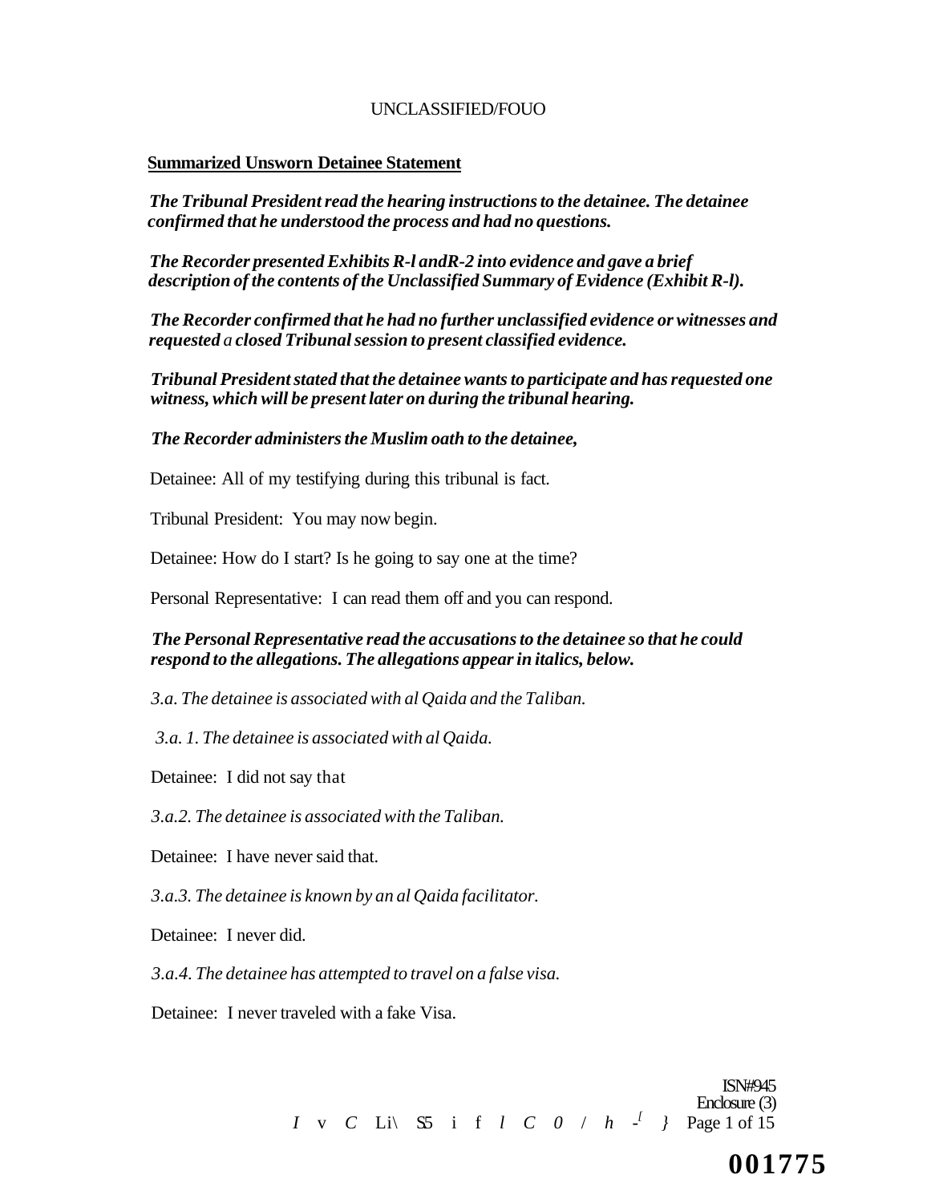UNCLASSIFIED/FOUO

**Summarized Unsworn Detainee Statement**

***The Tribunal President read the hearing instructions to the detainee. The detainee confirmed that he understood the process and had no questions.***

***The Recorder presented Exhibits R-l andR-2 into evidence and gave a brief description of the contents of the Unclassified Summary of Evidence (Exhibit R-l).***

***The Recorder confirmed that he had no further unclassified evidence or witnesses and requested a closed Tribunal session to present classified evidence.***

***Tribunal President stated that the detainee wants to participate and has requested one witness, which will be present later on during the tribunal hearing.***

***The Recorder administers the Muslim oath to the detainee,***

Detainee: All of my testifying during this tribunal is fact.

Tribunal President: You may now begin.

Detainee: How do I start? Is he going to say one at the time?

Personal Representative: I can read them off and you can respond.

***The Personal Representative read the accusations to the detainee so that he could respond to the allegations. The allegations appear in italics, below.***

*3.a. The detainee is associated with al Qaida and the Taliban.*

*3.a. 1. The detainee is associated with al Qaida.*

Detainee: I did not say that

*3.a.2. The detainee is associated with the Taliban.*

Detainee: I have never said that.

*3.a.3. The detainee is known by an al Qaida facilitator.*

Detainee: I never did.

*3.a.4. The detainee has attempted to travel on a false visa.*

Detainee: I never traveled with a fake Visa.

ISN#945
Enclosure (3)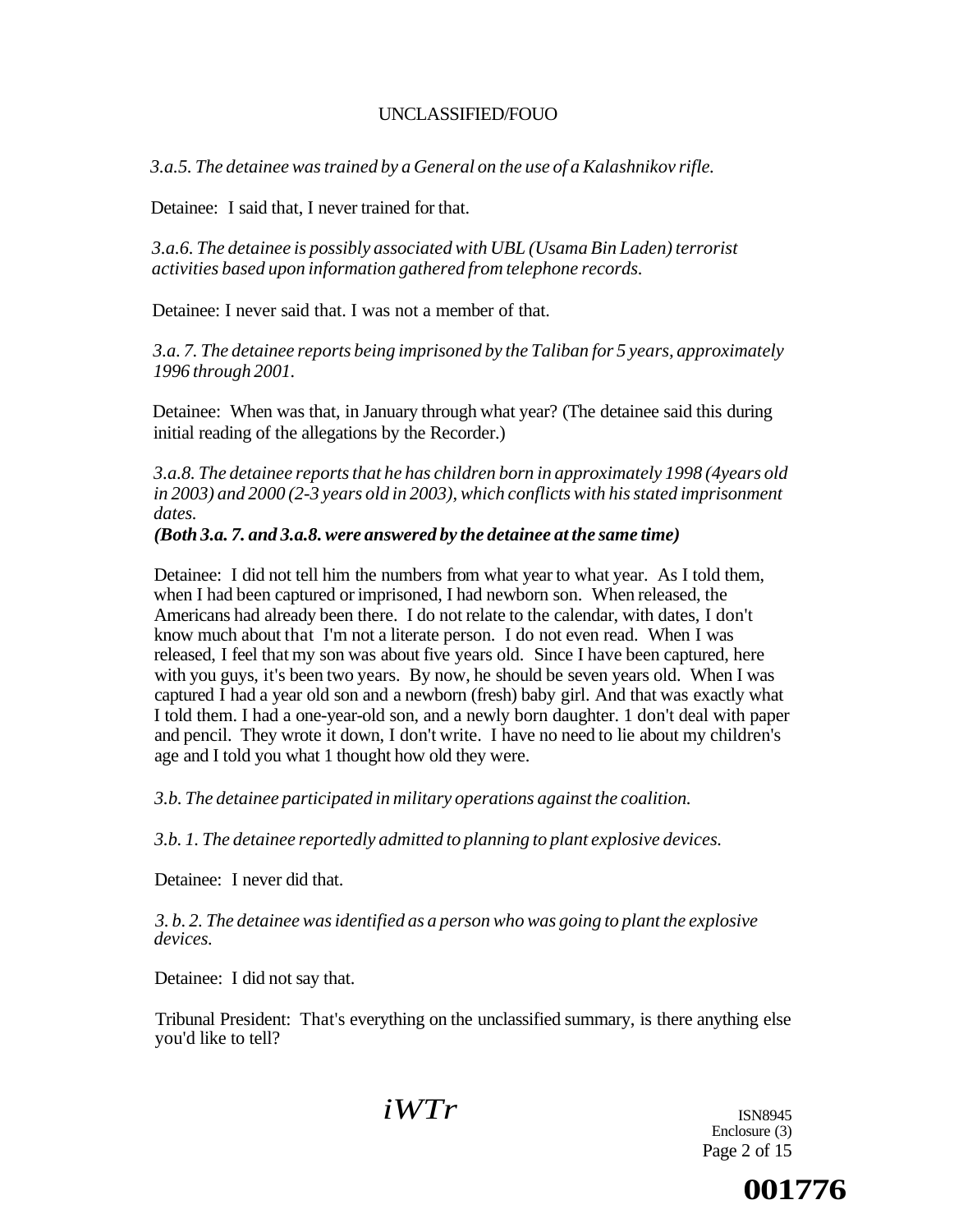*3.a.5. The detainee was trained by a General on the use of a Kalashnikov rifle.*

Detainee: I said that, I never trained for that.

*3.a.6. The detainee is possibly associated with UBL (Usama Bin Laden) terrorist activities based upon information gathered from telephone records.*

Detainee: I never said that. I was not a member of that.

*3.a. 7. The detainee reports being imprisoned by the Taliban for 5 years, approximately 1996 through 2001.*

Detainee: When was that, in January through what year? (The detainee said this during initial reading of the allegations by the Recorder.)

*3.a.8. The detainee reports that he has children born in approximately 1998 (4years old in 2003) and 2000 (2-3 years old in 2003), which conflicts with his stated imprisonment dates.*

***(Both 3.a. 7. and 3.a.8. were answered by the detainee at the same time)***

Detainee: I did not tell him the numbers from what year to what year. As I told them, when I had been captured or imprisoned, I had newborn son. When released, the Americans had already been there. I do not relate to the calendar, with dates, I don't know much about that I'm not a literate person. I do not even read. When I was released, I feel that my son was about five years old. Since I have been captured, here with you guys, it's been two years. By now, he should be seven years old. When I was captured I had a year old son and a newborn (fresh) baby girl. And that was exactly what I told them. I had a one-year-old son, and a newly born daughter. 1 don't deal with paper and pencil. They wrote it down, I don't write. I have no need to lie about my children's age and I told you what 1 thought how old they were.

*3.b. The detainee participated in military operations against the coalition.*

*3.b. 1. The detainee reportedly admitted to planning to plant explosive devices.*

Detainee: I never did that.

*3. b. 2. The detainee was identified as a person who was going to plant the explosive devices.*

Detainee: I did not say that.

Tribunal President: That's everything on the unclassified summary, is there anything else you'd like to tell?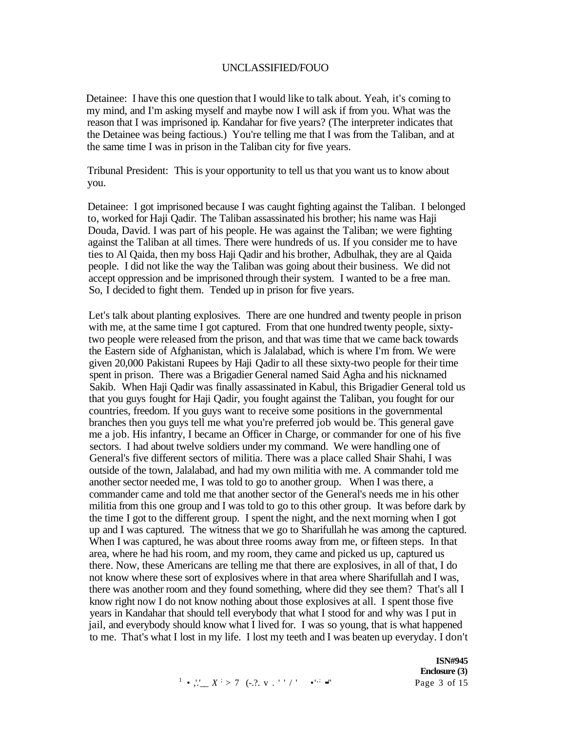Detainee: I have this one question that I would like to talk about. Yeah, it's coming to my mind, and I'm asking myself and maybe now I will ask if from you. What was the reason that I was imprisoned ip. Kandahar for five years? (The interpreter indicates that the Detainee was being factious.) You're telling me that I was from the Taliban, and at the same time I was in prison in the Taliban city for five years.

Tribunal President: This is your opportunity to tell us that you want us to know about you.

Detainee: I got imprisoned because I was caught fighting against the Taliban. I belonged to, worked for Haji Qadir. The Taliban assassinated his brother; his name was Haji Douda, David. I was part of his people. He was against the Taliban; we were fighting against the Taliban at all times. There were hundreds of us. If you consider me to have ties to Al Qaida, then my boss Haji Qadir and his brother, Adbulhak, they are al Qaida people. I did not like the way the Taliban was going about their business. We did not accept oppression and be imprisoned through their system. I wanted to be a free man. So, I decided to fight them. Tended up in prison for five years.

Let's talk about planting explosives. There are one hundred and twenty people in prison with me, at the same time I got captured. From that one hundred twenty people, sixty-two people were released from the prison, and that was time that we came back towards the Eastern side of Afghanistan, which is Jalalabad, which is where I'm from. We were given 20,000 Pakistani Rupees by Haji Qadir to all these sixty-two people for their time spent in prison. There was a Brigadier General named Said Agha and his nicknamed Sakib. When Haji Qadir was finally assassinated in Kabul, this Brigadier General told us that you guys fought for Haji Qadir, you fought against the Taliban, you fought for our countries, freedom. If you guys want to receive some positions in the governmental branches then you guys tell me what you're preferred job would be. This general gave me a job. His infantry, I became an Officer in Charge, or commander for one of his five sectors. I had about twelve soldiers under my command. We were handling one of General's five different sectors of militia. There was a place called Shair Shahi, I was outside of the town, Jalalabad, and had my own militia with me. A commander told me another sector needed me, I was told to go to another group. When I was there, a commander came and told me that another sector of the General's needs me in his other militia from this one group and I was told to go to this other group. It was before dark by the time I got to the different group. I spent the night, and the next morning when I got up and I was captured. The witness that we go to Sharifullah he was among the captured. When I was captured, he was about three rooms away from me, or fifteen steps. In that area, where he had his room, and my room, they came and picked us up, captured us there. Now, these Americans are telling me that there are explosives, in all of that, I do not know where these sort of explosives where in that area where Sharifullah and I was, there was another room and they found something, where did they see them? That's all I know right now I do not know nothing about those explosives at all. I spent those five years in Kandahar that should tell everybody that what I stood for and why was I put in jail, and everybody should know what I lived for. I was so young, that is what happened to me. That's what I lost in my life. I lost my teeth and I was beaten up everyday. I don't

**ISN#945**
**Enclosure (3)**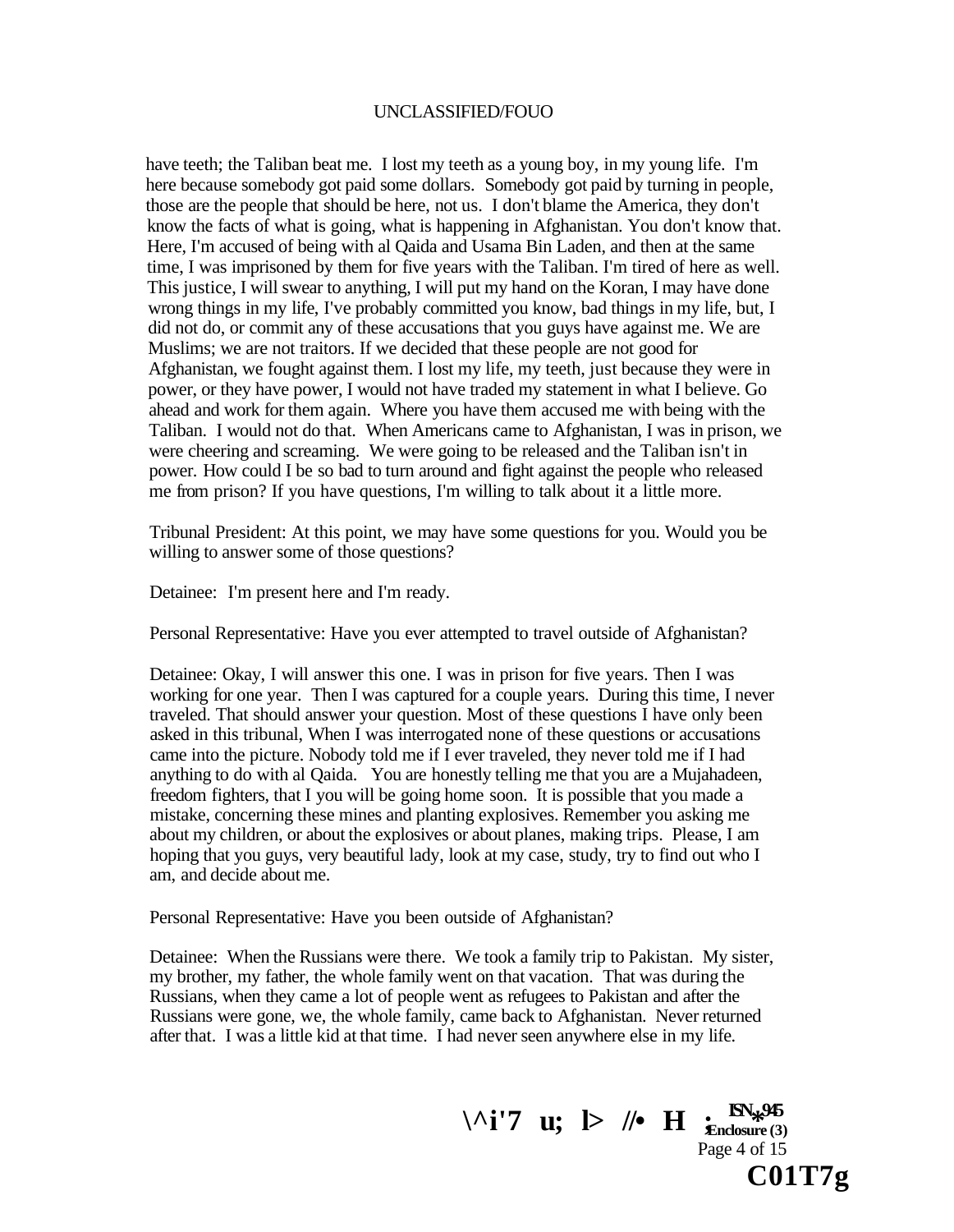have teeth; the Taliban beat me. I lost my teeth as a young boy, in my young life. I'm here because somebody got paid some dollars. Somebody got paid by turning in people, those are the people that should be here, not us. I don't blame the America, they don't know the facts of what is going, what is happening in Afghanistan. You don't know that. Here, I'm accused of being with al Qaida and Usama Bin Laden, and then at the same time, I was imprisoned by them for five years with the Taliban. I'm tired of here as well. This justice, I will swear to anything, I will put my hand on the Koran, I may have done wrong things in my life, I've probably committed you know, bad things in my life, but, I did not do, or commit any of these accusations that you guys have against me. We are Muslims; we are not traitors. If we decided that these people are not good for Afghanistan, we fought against them. I lost my life, my teeth, just because they were in power, or they have power, I would not have traded my statement in what I believe. Go ahead and work for them again. Where you have them accused me with being with the Taliban. I would not do that. When Americans came to Afghanistan, I was in prison, we were cheering and screaming. We were going to be released and the Taliban isn't in power. How could I be so bad to turn around and fight against the people who released me from prison? If you have questions, I'm willing to talk about it a little more.

Tribunal President: At this point, we may have some questions for you. Would you be willing to answer some of those questions?

Detainee: I'm present here and I'm ready.

Personal Representative: Have you ever attempted to travel outside of Afghanistan?

Detainee: Okay, I will answer this one. I was in prison for five years. Then I was working for one year. Then I was captured for a couple years. During this time, I never traveled. That should answer your question. Most of these questions I have only been asked in this tribunal, When I was interrogated none of these questions or accusations came into the picture. Nobody told me if I ever traveled, they never told me if I had anything to do with al Qaida. You are honestly telling me that you are a Mujahadeen, freedom fighters, that I you will be going home soon. It is possible that you made a mistake, concerning these mines and planting explosives. Remember you asking me about my children, or about the explosives or about planes, making trips. Please, I am hoping that you guys, very beautiful lady, look at my case, study, try to find out who I am, and decide about me.

Personal Representative: Have you been outside of Afghanistan?

Detainee: When the Russians were there. We took a family trip to Pakistan. My sister, my brother, my father, the whole family went on that vacation. That was during the Russians, when they came a lot of people went as refugees to Pakistan and after the Russians were gone, we, the whole family, came back to Afghanistan. Never returned after that. I was a little kid at that time. I had never seen anywhere else in my life.

ISN 945
Enclosure (3)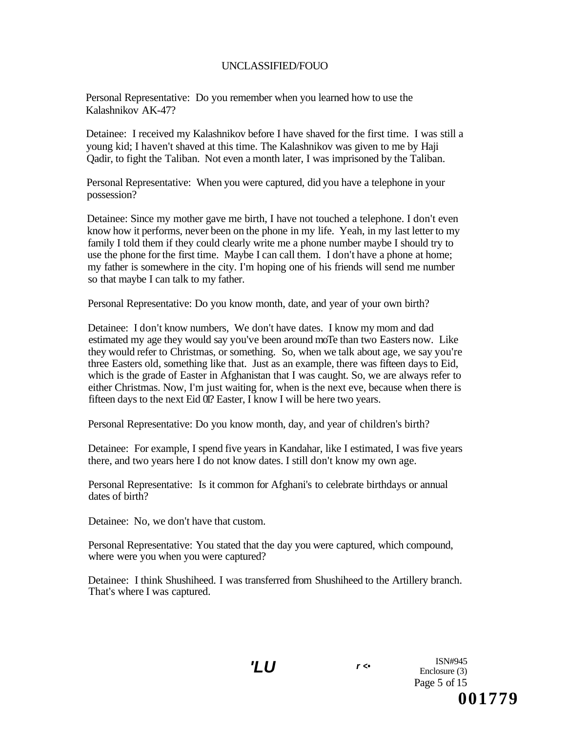Personal Representative: Do you remember when you learned how to use the Kalashnikov AK-47?

Detainee: I received my Kalashnikov before I have shaved for the first time. I was still a young kid; I haven't shaved at this time. The Kalashnikov was given to me by Haji Qadir, to fight the Taliban. Not even a month later, I was imprisoned by the Taliban.

Personal Representative: When you were captured, did you have a telephone in your possession?

Detainee: Since my mother gave me birth, I have not touched a telephone. I don't even know how it performs, never been on the phone in my life. Yeah, in my last letter to my family I told them if they could clearly write me a phone number maybe I should try to use the phone for the first time. Maybe I can call them. I don't have a phone at home; my father is somewhere in the city. I'm hoping one of his friends will send me number so that maybe I can talk to my father.

Personal Representative: Do you know month, date, and year of your own birth?

Detainee: I don't know numbers, We don't have dates. I know my mom and dad estimated my age they would say you've been around moTe than two Easters now. Like they would refer to Christmas, or something. So, when we talk about age, we say you're three Easters old, something like that. Just as an example, there was fifteen days to Eid, which is the grade of Easter in Afghanistan that I was caught. So, we are always refer to either Christmas. Now, I'm just waiting for, when is the next eve, because when there is fifteen days to the next Eid 0l? Easter, I know I will be here two years.

Personal Representative: Do you know month, day, and year of children's birth?

Detainee: For example, I spend five years in Kandahar, like I estimated, I was five years there, and two years here I do not know dates. I still don't know my own age.

Personal Representative: Is it common for Afghani's to celebrate birthdays or annual dates of birth?

Detainee: No, we don't have that custom.

Personal Representative: You stated that the day you were captured, which compound, where were you when you were captured?

Detainee: I think Shushiheed. I was transferred from Shushiheed to the Artillery branch. That's where I was captured.

ISN#945
Enclosure (3)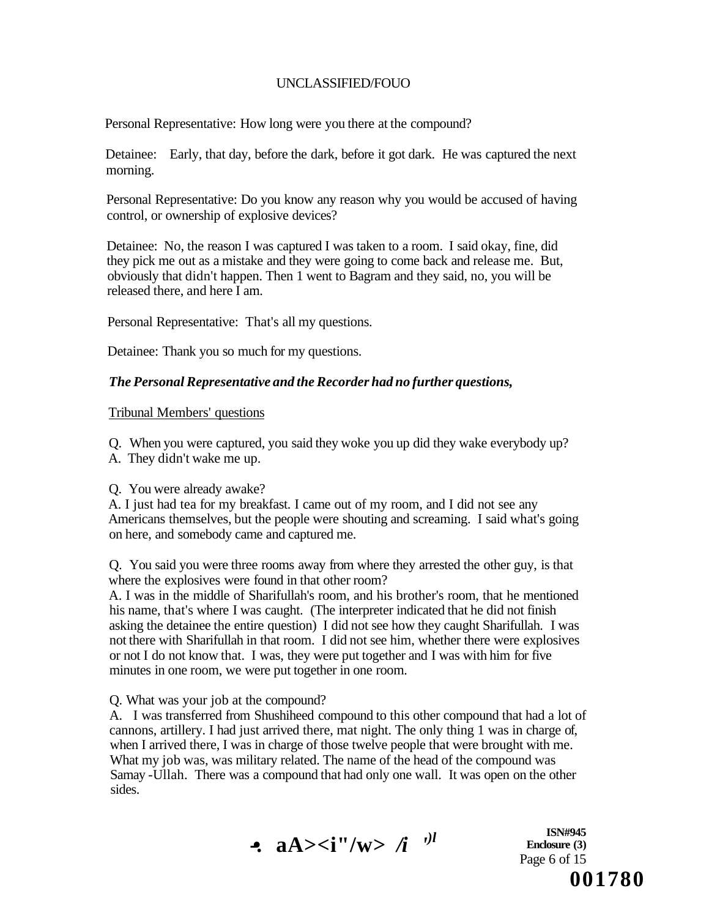Personal Representative: How long were you there at the compound?

Detainee: Early, that day, before the dark, before it got dark. He was captured the next morning.

Personal Representative: Do you know any reason why you would be accused of having control, or ownership of explosive devices?

Detainee: No, the reason I was captured I was taken to a room. I said okay, fine, did they pick me out as a mistake and they were going to come back and release me. But, obviously that didn't happen. Then 1 went to Bagram and they said, no, you will be released there, and here I am.

Personal Representative: That's all my questions.

Detainee: Thank you so much for my questions.

***The Personal Representative and the Recorder had no further questions,***

Tribunal Members' questions

Q. When you were captured, you said they woke you up did they wake everybody up?
A. They didn't wake me up.

Q. You were already awake?
A. I just had tea for my breakfast. I came out of my room, and I did not see any Americans themselves, but the people were shouting and screaming. I said what's going on here, and somebody came and captured me.

Q. You said you were three rooms away from where they arrested the other guy, is that where the explosives were found in that other room?
A. I was in the middle of Sharifullah's room, and his brother's room, that he mentioned his name, that's where I was caught. (The interpreter indicated that he did not finish asking the detainee the entire question) I did not see how they caught Sharifullah. I was not there with Sharifullah in that room. I did not see him, whether there were explosives or not I do not know that. I was, they were put together and I was with him for five minutes in one room, we were put together in one room.

Q. What was your job at the compound?
A. I was transferred from Shushiheed compound to this other compound that had a lot of cannons, artillery. I had just arrived there, mat night. The only thing 1 was in charge of, when I arrived there, I was in charge of those twelve people that were brought with me. What my job was, was military related. The name of the head of the compound was Samay -Ullah. There was a compound that had only one wall. It was open on the other sides.

ISN#945
Enclosure (3)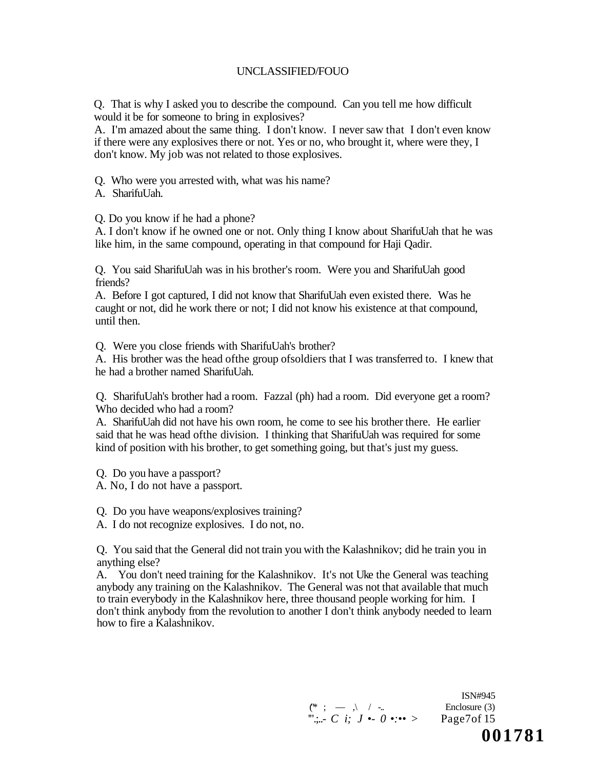Q. That is why I asked you to describe the compound. Can you tell me how difficult would it be for someone to bring in explosives?
A. I'm amazed about the same thing. I don't know. I never saw that I don't even know if there were any explosives there or not. Yes or no, who brought it, where were they, I don't know. My job was not related to those explosives.

Q. Who were you arrested with, what was his name?
A. SharifuUah.

Q. Do you know if he had a phone?
A. I don't know if he owned one or not. Only thing I know about SharifuUah that he was like him, in the same compound, operating in that compound for Haji Qadir.

Q. You said SharifuUah was in his brother's room. Were you and SharifuUah good friends?
A. Before I got captured, I did not know that SharifuUah even existed there. Was he caught or not, did he work there or not; I did not know his existence at that compound, until then.

Q. Were you close friends with SharifuUah's brother?
A. His brother was the head ofthe group ofsoldiers that I was transferred to. I knew that he had a brother named SharifuUah.

Q. SharifuUah's brother had a room. Fazzal (ph) had a room. Did everyone get a room? Who decided who had a room?
A. SharifuUah did not have his own room, he come to see his brother there. He earlier said that he was head ofthe division. I thinking that SharifuUah was required for some kind of position with his brother, to get something going, but that's just my guess.

Q. Do you have a passport?
A. No, I do not have a passport.

Q. Do you have weapons/explosives training?
A. I do not recognize explosives. I do not, no.

Q. You said that the General did not train you with the Kalashnikov; did he train you in anything else?
A. You don't need training for the Kalashnikov. It's not Uke the General was teaching anybody any training on the Kalashnikov. The General was not that available that much to train everybody in the Kalashnikov here, three thousand people working for him. I don't think anybody from the revolution to another I don't think anybody needed to learn how to fire a Kalashnikov.

ISN#945
Enclosure (3)

001781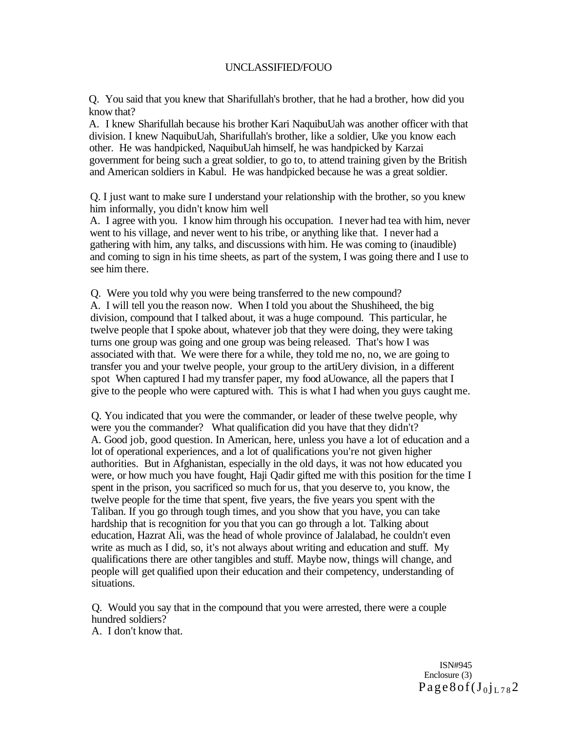Q. You said that you knew that Sharifullah's brother, that he had a brother, how did you know that?

A. I knew Sharifullah because his brother Kari NaquibuUah was another officer with that division. I knew NaquibuUah, Sharifullah's brother, like a soldier, Uke you know each other. He was handpicked, NaquibuUah himself, he was handpicked by Karzai government for being such a great soldier, to go to, to attend training given by the British and American soldiers in Kabul. He was handpicked because he was a great soldier.

Q. I just want to make sure I understand your relationship with the brother, so you knew him informally, you didn't know him well

A. I agree with you. I know him through his occupation. I never had tea with him, never went to his village, and never went to his tribe, or anything like that. I never had a gathering with him, any talks, and discussions with him. He was coming to (inaudible) and coming to sign in his time sheets, as part of the system, I was going there and I use to see him there.

Q. Were you told why you were being transferred to the new compound?

A. I will tell you the reason now. When I told you about the Shushiheed, the big division, compound that I talked about, it was a huge compound. This particular, he twelve people that I spoke about, whatever job that they were doing, they were taking turns one group was going and one group was being released. That's how I was associated with that. We were there for a while, they told me no, no, we are going to transfer you and your twelve people, your group to the artiUery division, in a different spot When captured I had my transfer paper, my food aUowance, all the papers that I give to the people who were captured with. This is what I had when you guys caught me.

Q. You indicated that you were the commander, or leader of these twelve people, why were you the commander? What qualification did you have that they didn't?

A. Good job, good question. In American, here, unless you have a lot of education and a lot of operational experiences, and a lot of qualifications you're not given higher authorities. But in Afghanistan, especially in the old days, it was not how educated you were, or how much you have fought, Haji Qadir gifted me with this position for the time I spent in the prison, you sacrificed so much for us, that you deserve to, you know, the twelve people for the time that spent, five years, the five years you spent with the Taliban. If you go through tough times, and you show that you have, you can take hardship that is recognition for you that you can go through a lot. Talking about education, Hazrat Ali, was the head of whole province of Jalalabad, he couldn't even write as much as I did, so, it's not always about writing and education and stuff. My qualifications there are other tangibles and stuff. Maybe now, things will change, and people will get qualified upon their education and their competency, understanding of situations.

Q. Would you say that in the compound that you were arrested, there were a couple hundred soldiers?

A. I don't know that.

ISN#945
Enclosure (3)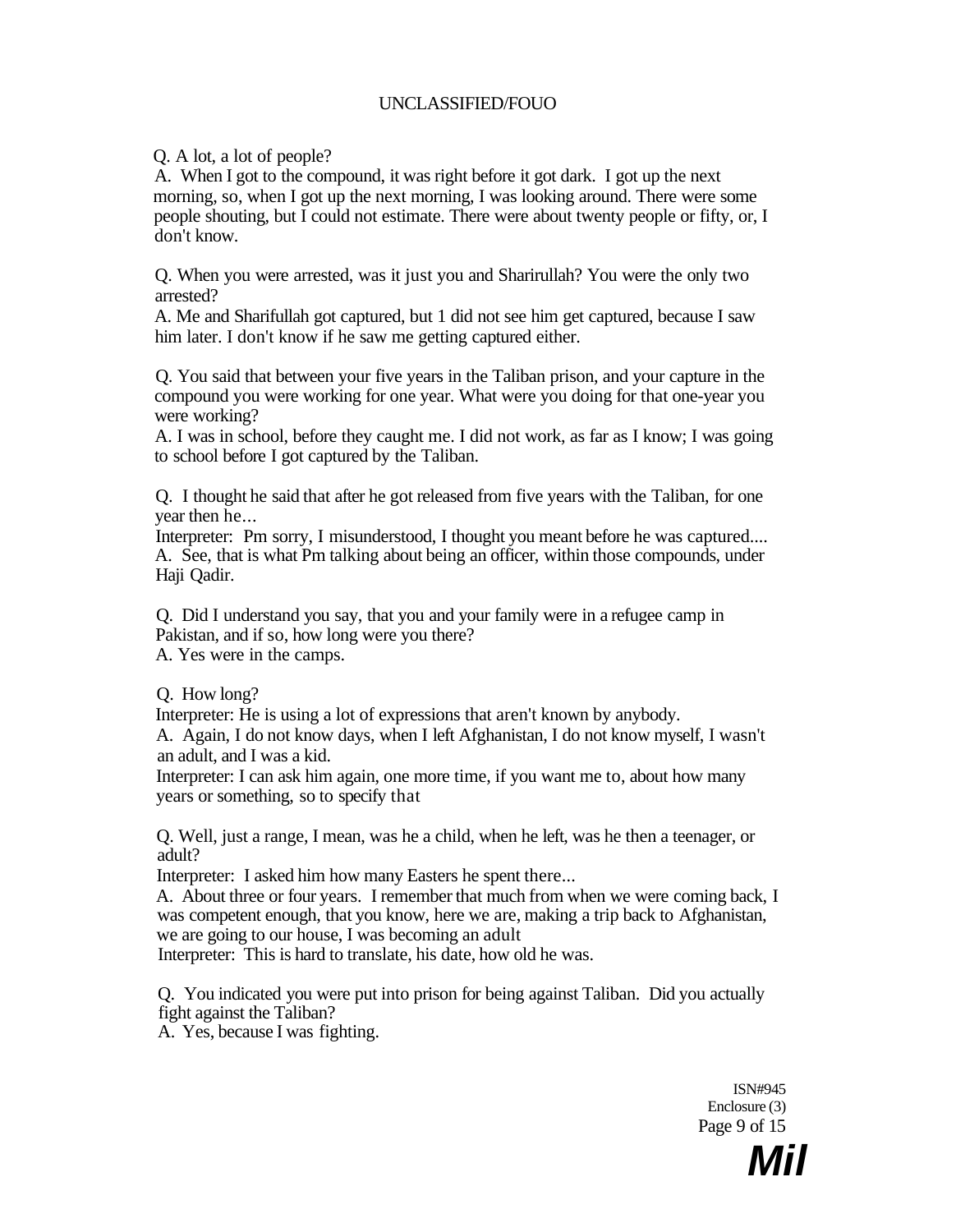Q. A lot, a lot of people?
A. When I got to the compound, it was right before it got dark. I got up the next morning, so, when I got up the next morning, I was looking around. There were some people shouting, but I could not estimate. There were about twenty people or fifty, or, I don't know.

Q. When you were arrested, was it just you and Sharirullah? You were the only two arrested?
A. Me and Sharifullah got captured, but 1 did not see him get captured, because I saw him later. I don't know if he saw me getting captured either.

Q. You said that between your five years in the Taliban prison, and your capture in the compound you were working for one year. What were you doing for that one-year you were working?
A. I was in school, before they caught me. I did not work, as far as I know; I was going to school before I got captured by the Taliban.

Q. I thought he said that after he got released from five years with the Taliban, for one year then he...
Interpreter: Pm sorry, I misunderstood, I thought you meant before he was captured....
A. See, that is what Pm talking about being an officer, within those compounds, under Haji Qadir.

Q. Did I understand you say, that you and your family were in a refugee camp in Pakistan, and if so, how long were you there?
A. Yes were in the camps.

Q. How long?
Interpreter: He is using a lot of expressions that aren't known by anybody.
A. Again, I do not know days, when I left Afghanistan, I do not know myself, I wasn't an adult, and I was a kid.
Interpreter: I can ask him again, one more time, if you want me to, about how many years or something, so to specify that

Q. Well, just a range, I mean, was he a child, when he left, was he then a teenager, or adult?
Interpreter: I asked him how many Easters he spent there...
A. About three or four years. I remember that much from when we were coming back, I was competent enough, that you know, here we are, making a trip back to Afghanistan, we are going to our house, I was becoming an adult
Interpreter: This is hard to translate, his date, how old he was.

Q. You indicated you were put into prison for being against Taliban. Did you actually fight against the Taliban?
A. Yes, because I was fighting.

ISN#945
Enclosure (3)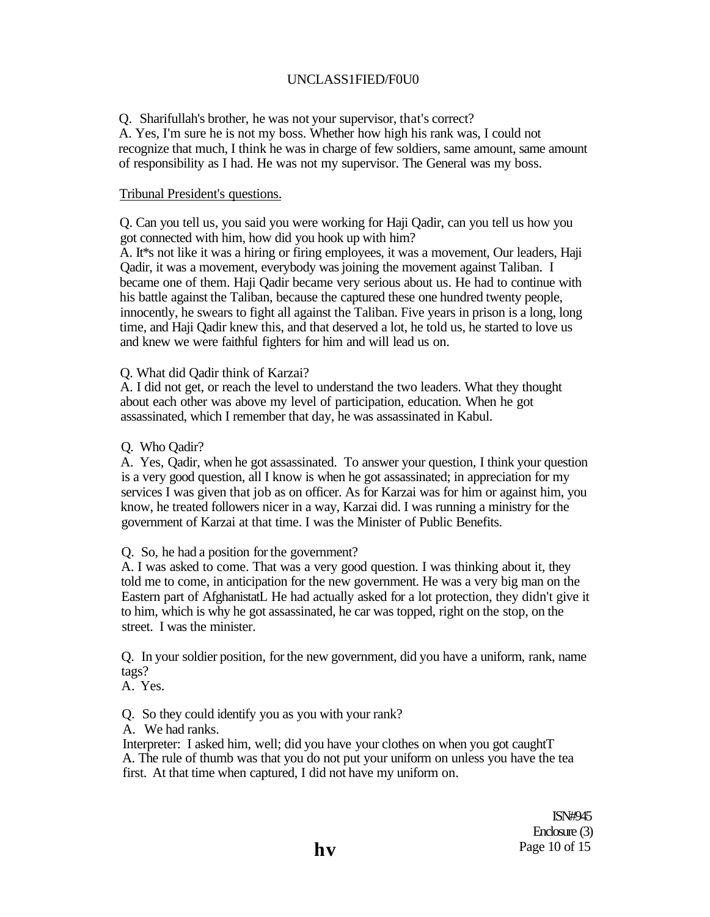Q. Sharifullah's brother, he was not your supervisor, that's correct?
A. Yes, I'm sure he is not my boss. Whether how high his rank was, I could not recognize that much, I think he was in charge of few soldiers, same amount, same amount of responsibility as I had. He was not my supervisor. The General was my boss.

Tribunal President's questions.

Q. Can you tell us, you said you were working for Haji Qadir, can you tell us how you got connected with him, how did you hook up with him?
A. It*s not like it was a hiring or firing employees, it was a movement, Our leaders, Haji Qadir, it was a movement, everybody was joining the movement against Taliban. I became one of them. Haji Qadir became very serious about us. He had to continue with his battle against the Taliban, because the captured these one hundred twenty people, innocently, he swears to fight all against the Taliban. Five years in prison is a long, long time, and Haji Qadir knew this, and that deserved a lot, he told us, he started to love us and knew we were faithful fighters for him and will lead us on.

Q. What did Qadir think of Karzai?
A. I did not get, or reach the level to understand the two leaders. What they thought about each other was above my level of participation, education. When he got assassinated, which I remember that day, he was assassinated in Kabul.

Q. Who Qadir?
A. Yes, Qadir, when he got assassinated. To answer your question, I think your question is a very good question, all I know is when he got assassinated; in appreciation for my services I was given that job as on officer. As for Karzai was for him or against him, you know, he treated followers nicer in a way, Karzai did. I was running a ministry for the government of Karzai at that time. I was the Minister of Public Benefits.

Q. So, he had a position for the government?
A. I was asked to come. That was a very good question. I was thinking about it, they told me to come, in anticipation for the new government. He was a very big man on the Eastern part of AfghanistatL He had actually asked for a lot protection, they didn't give it to him, which is why he got assassinated, he car was topped, right on the stop, on the street. I was the minister.

Q. In your soldier position, for the new government, did you have a uniform, rank, name tags?
A. Yes.

Q. So they could identify you as you with your rank?
A. We had ranks.
Interpreter: I asked him, well; did you have your clothes on when you got caughtT
A. The rule of thumb was that you do not put your uniform on unless you have the tea first. At that time when captured, I did not have my uniform on.

ISN#945
Enclosure (3)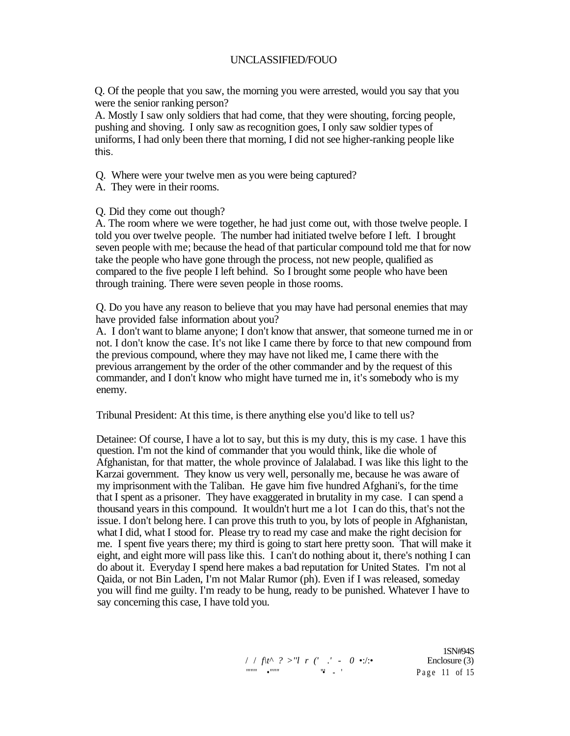Q. Of the people that you saw, the morning you were arrested, would you say that you were the senior ranking person?
A. Mostly I saw only soldiers that had come, that they were shouting, forcing people, pushing and shoving. I only saw as recognition goes, I only saw soldier types of uniforms, I had only been there that morning, I did not see higher-ranking people like this.

Q. Where were your twelve men as you were being captured?
A. They were in their rooms.

Q. Did they come out though?
A. The room where we were together, he had just come out, with those twelve people. I told you over twelve people. The number had initiated twelve before I left. I brought seven people with me; because the head of that particular compound told me that for now take the people who have gone through the process, not new people, qualified as compared to the five people I left behind. So I brought some people who have been through training. There were seven people in those rooms.

Q. Do you have any reason to believe that you may have had personal enemies that may have provided false information about you?
A. I don't want to blame anyone; I don't know that answer, that someone turned me in or not. I don't know the case. It's not like I came there by force to that new compound from the previous compound, where they may have not liked me, I came there with the previous arrangement by the order of the other commander and by the request of this commander, and I don't know who might have turned me in, it's somebody who is my enemy.

Tribunal President: At this time, is there anything else you'd like to tell us?

Detainee: Of course, I have a lot to say, but this is my duty, this is my case. 1 have this question. I'm not the kind of commander that you would think, like die whole of Afghanistan, for that matter, the whole province of Jalalabad. I was like this light to the Karzai government. They know us very well, personally me, because he was aware of my imprisonment with the Taliban. He gave him five hundred Afghani's, for the time that I spent as a prisoner. They have exaggerated in brutality in my case. I can spend a thousand years in this compound. It wouldn't hurt me a lot I can do this, that's not the issue. I don't belong here. I can prove this truth to you, by lots of people in Afghanistan, what I did, what I stood for. Please try to read my case and make the right decision for me. I spent five years there; my third is going to start here pretty soon. That will make it eight, and eight more will pass like this. I can't do nothing about it, there's nothing I can do about it. Everyday I spend here makes a bad reputation for United States. I'm not al Qaida, or not Bin Laden, I'm not Malar Rumor (ph). Even if I was released, someday you will find me guilty. I'm ready to be hung, ready to be punished. Whatever I have to say concerning this case, I have told you.

1SN#94S
Enclosure (3)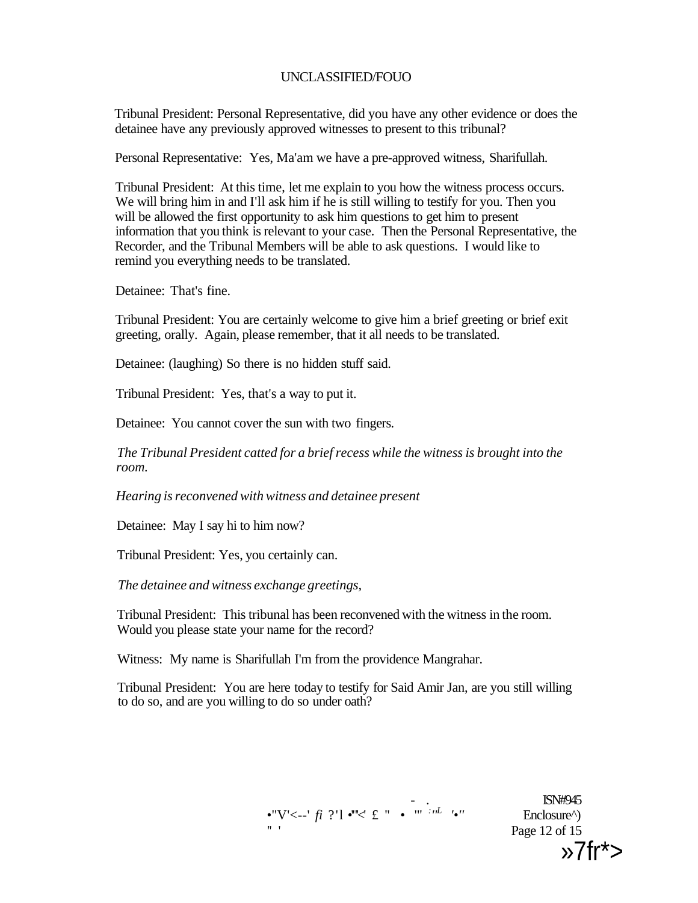Tribunal President: Personal Representative, did you have any other evidence or does the detainee have any previously approved witnesses to present to this tribunal?

Personal Representative: Yes, Ma'am we have a pre-approved witness, Sharifullah.

Tribunal President: At this time, let me explain to you how the witness process occurs. We will bring him in and I'll ask him if he is still willing to testify for you. Then you will be allowed the first opportunity to ask him questions to get him to present information that you think is relevant to your case. Then the Personal Representative, the Recorder, and the Tribunal Members will be able to ask questions. I would like to remind you everything needs to be translated.

Detainee: That's fine.

Tribunal President: You are certainly welcome to give him a brief greeting or brief exit greeting, orally. Again, please remember, that it all needs to be translated.

Detainee: (laughing) So there is no hidden stuff said.

Tribunal President: Yes, that's a way to put it.

Detainee: You cannot cover the sun with two fingers.

*The Tribunal President catted for a brief recess while the witness is brought into the room.*

*Hearing is reconvened with witness and detainee present*

Detainee: May I say hi to him now?

Tribunal President: Yes, you certainly can.

*The detainee and witness exchange greetings,*

Tribunal President: This tribunal has been reconvened with the witness in the room. Would you please state your name for the record?

Witness: My name is Sharifullah I'm from the providence Mangrahar.

Tribunal President: You are here today to testify for Said Amir Jan, are you still willing to do so, and are you willing to do so under oath?

ISN#945
Enclosure^)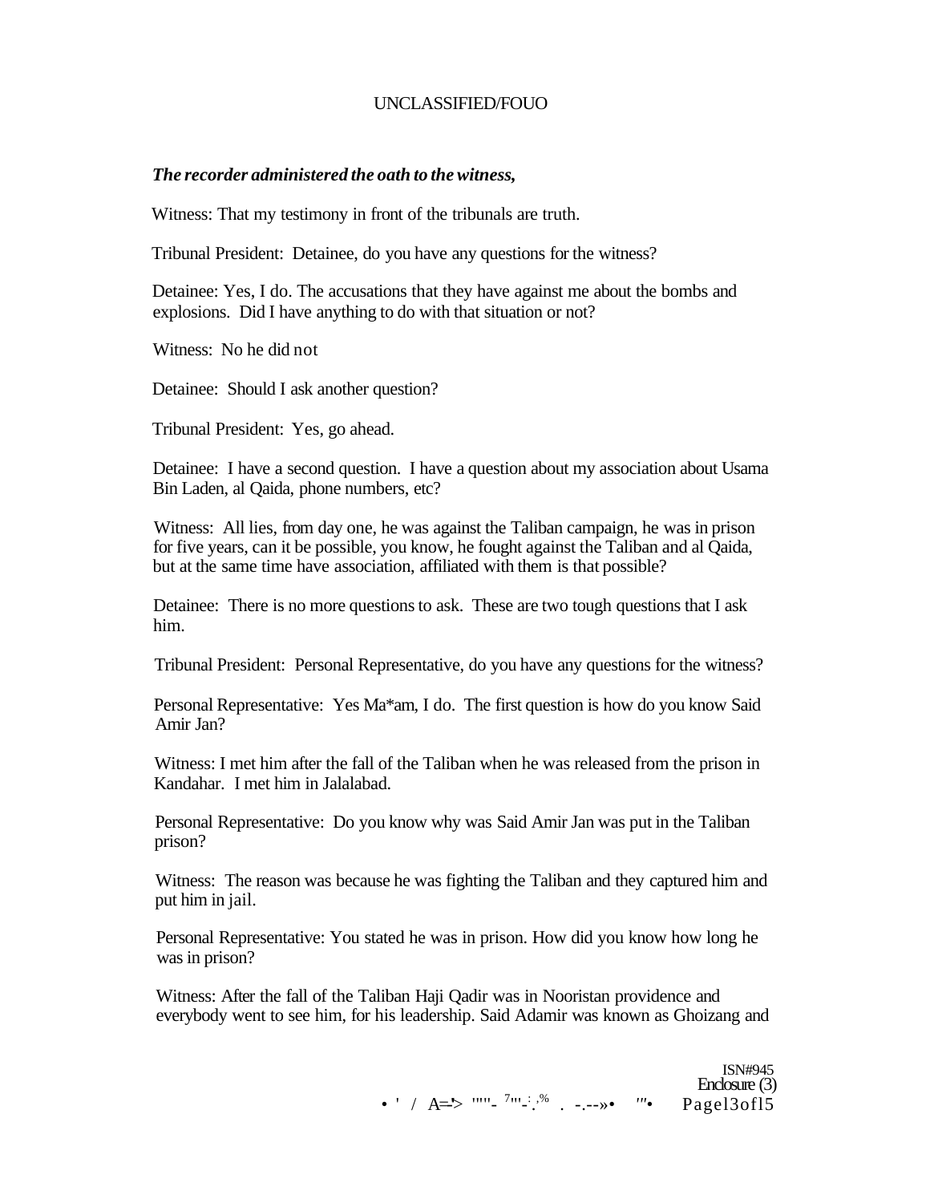*The recorder administered the oath to the witness,*

Witness: That my testimony in front of the tribunals are truth.

Tribunal President: Detainee, do you have any questions for the witness?

Detainee: Yes, I do. The accusations that they have against me about the bombs and explosions. Did I have anything to do with that situation or not?

Witness: No he did not

Detainee: Should I ask another question?

Tribunal President: Yes, go ahead.

Detainee: I have a second question. I have a question about my association about Usama Bin Laden, al Qaida, phone numbers, etc?

Witness: All lies, from day one, he was against the Taliban campaign, he was in prison for five years, can it be possible, you know, he fought against the Taliban and al Qaida, but at the same time have association, affiliated with them is that possible?

Detainee: There is no more questions to ask. These are two tough questions that I ask him.

Tribunal President: Personal Representative, do you have any questions for the witness?

Personal Representative: Yes Ma*am, I do. The first question is how do you know Said Amir Jan?

Witness: I met him after the fall of the Taliban when he was released from the prison in Kandahar. I met him in Jalalabad.

Personal Representative: Do you know why was Said Amir Jan was put in the Taliban prison?

Witness: The reason was because he was fighting the Taliban and they captured him and put him in jail.

Personal Representative: You stated he was in prison. How did you know how long he was in prison?

Witness: After the fall of the Taliban Haji Qadir was in Nooristan providence and everybody went to see him, for his leadership. Said Adamir was known as Ghoizang and

ISN#945
Enclosure (3)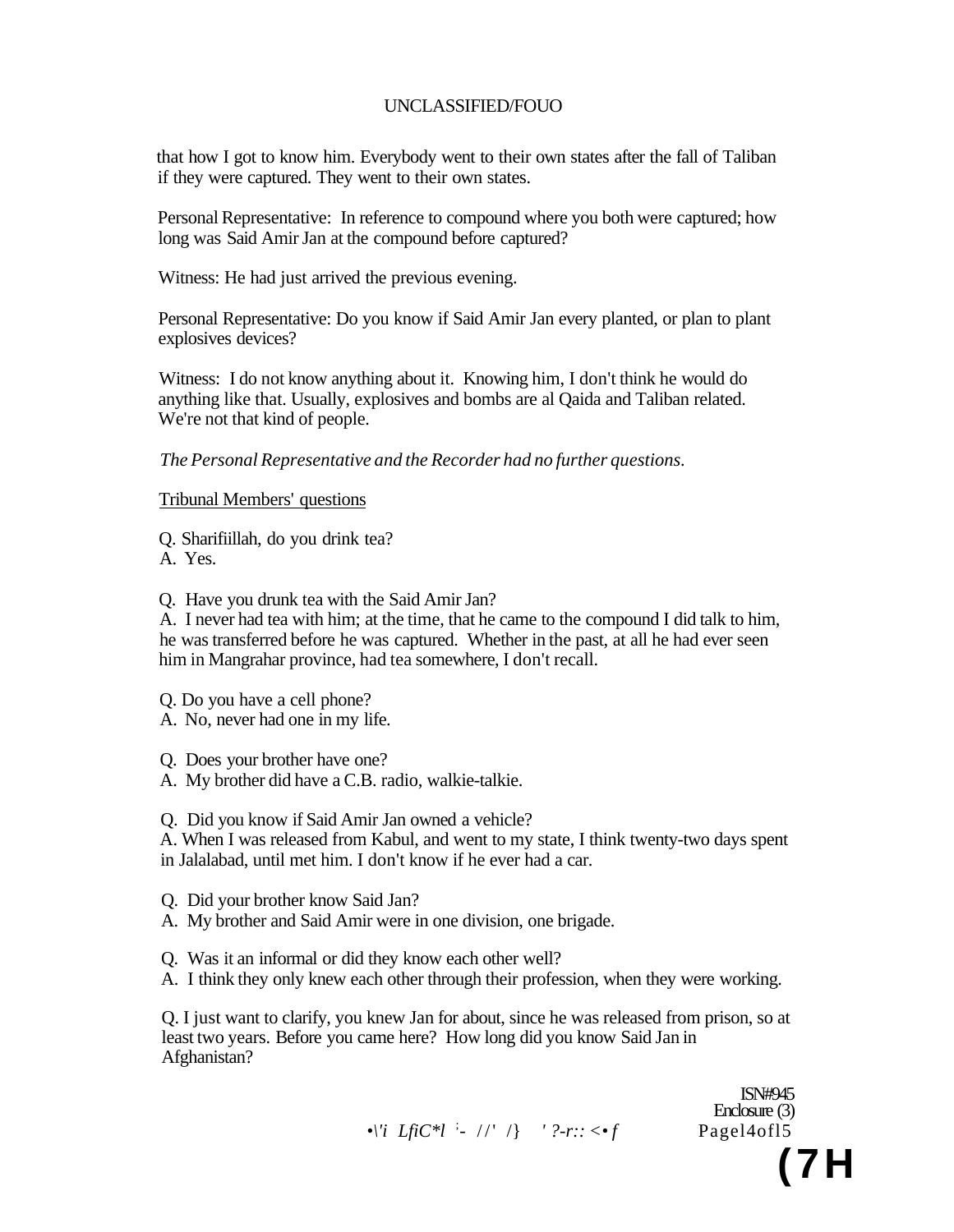that how I got to know him. Everybody went to their own states after the fall of Taliban if they were captured. They went to their own states.

Personal Representative: In reference to compound where you both were captured; how long was Said Amir Jan at the compound before captured?

Witness: He had just arrived the previous evening.

Personal Representative: Do you know if Said Amir Jan every planted, or plan to plant explosives devices?

Witness: I do not know anything about it. Knowing him, I don't think he would do anything like that. Usually, explosives and bombs are al Qaida and Taliban related. We're not that kind of people.

*The Personal Representative and the Recorder had no further questions.*

Tribunal Members' questions

Q. Sharifiillah, do you drink tea?
A. Yes.

Q. Have you drunk tea with the Said Amir Jan?
A. I never had tea with him; at the time, that he came to the compound I did talk to him, he was transferred before he was captured. Whether in the past, at all he had ever seen him in Mangrahar province, had tea somewhere, I don't recall.

Q. Do you have a cell phone?
A. No, never had one in my life.

Q. Does your brother have one?
A. My brother did have a C.B. radio, walkie-talkie.

Q. Did you know if Said Amir Jan owned a vehicle?
A. When I was released from Kabul, and went to my state, I think twenty-two days spent in Jalalabad, until met him. I don't know if he ever had a car.

Q. Did your brother know Said Jan?
A. My brother and Said Amir were in one division, one brigade.

Q. Was it an informal or did they know each other well?
A. I think they only knew each other through their profession, when they were working.

Q. I just want to clarify, you knew Jan for about, since he was released from prison, so at least two years. Before you came here? How long did you know Said Jan in Afghanistan?

ISN#945
Enclosure (3)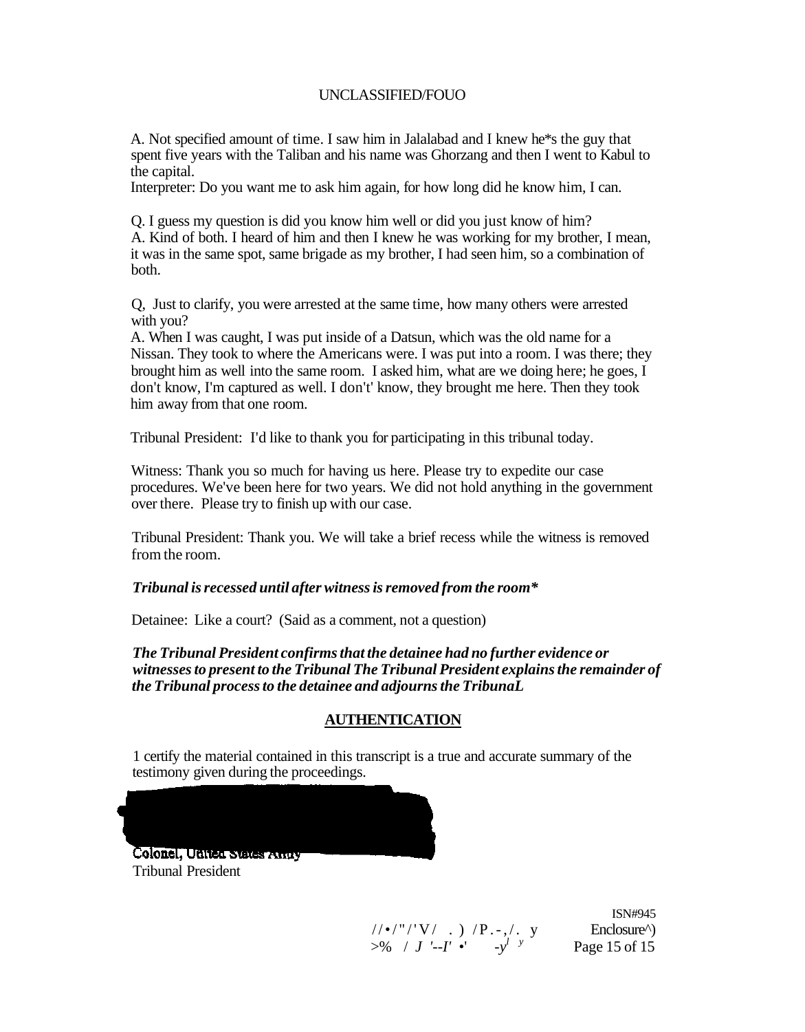A. Not specified amount of time. I saw him in Jalalabad and I knew he*s the guy that spent five years with the Taliban and his name was Ghorzang and then I went to Kabul to the capital.

Interpreter: Do you want me to ask him again, for how long did he know him, I can.

Q. I guess my question is did you know him well or did you just know of him?

A. Kind of both. I heard of him and then I knew he was working for my brother, I mean, it was in the same spot, same brigade as my brother, I had seen him, so a combination of both.

Q, Just to clarify, you were arrested at the same time, how many others were arrested with you?

A. When I was caught, I was put inside of a Datsun, which was the old name for a Nissan. They took to where the Americans were. I was put into a room. I was there; they brought him as well into the same room. I asked him, what are we doing here; he goes, I don't know, I'm captured as well. I don't' know, they brought me here. Then they took him away from that one room.

Tribunal President: I'd like to thank you for participating in this tribunal today.

Witness: Thank you so much for having us here. Please try to expedite our case procedures. We've been here for two years. We did not hold anything in the government over there. Please try to finish up with our case.

Tribunal President: Thank you. We will take a brief recess while the witness is removed from the room.

***Tribunal is recessed until after witness is removed from the room****

Detainee: Like a court? (Said as a comment, not a question)

***The Tribunal President confirms that the detainee had no further evidence or witnesses to present to the Tribunal The Tribunal President explains the remainder of the Tribunal process to the detainee and adjourns the TribunaL***

## AUTHENTICATION

1 certify the material contained in this transcript is a true and accurate summary of the testimony given during the proceedings.

Colonel, United States Army

Tribunal President

ISN#945

Enclosure^)